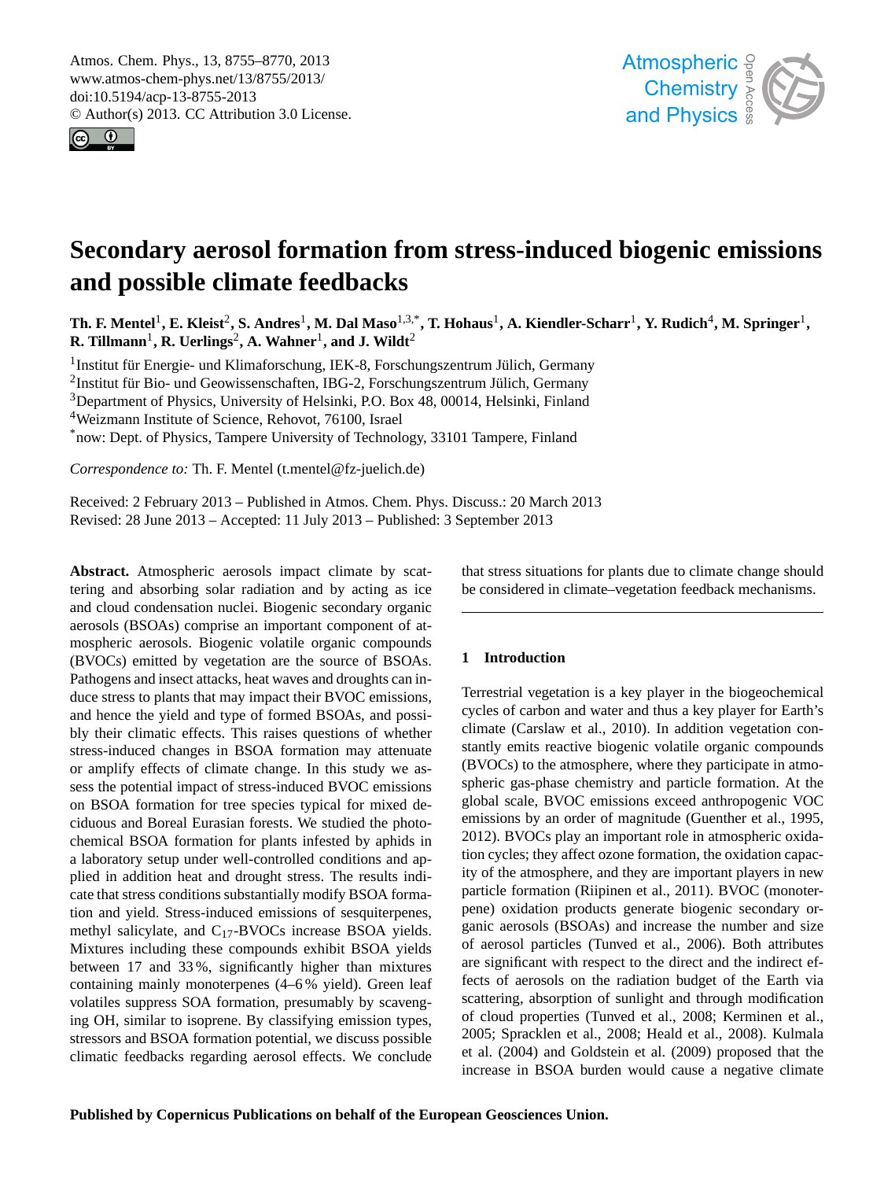# Secondary aerosol formation from stress-induced biogenic emissions and possible climate feedbacks

**Th. F. Mentel[1], E. Kleist[2], S. Andres[1], M. Dal Maso[1,3,*], T. Hohaus[1], A. Kiendler-Scharr[1], Y. Rudich[4], M. Springer[1], R. Tillmann[1], R. Uerlings[2], A. Wahner[1], and J. Wildt[2]**

[1]Institut für Energie- und Klimaforschung, IEK-8, Forschungszentrum Jülich, Germany
[2]Institut für Bio- und Geowissenschaften, IBG-2, Forschungszentrum Jülich, Germany
[3]Department of Physics, University of Helsinki, P.O. Box 48, 00014, Helsinki, Finland
[4]Weizmann Institute of Science, Rehovot, 76100, Israel
[*]now: Dept. of Physics, Tampere University of Technology, 33101 Tampere, Finland

*Correspondence to:* Th. F. Mentel (t.mentel@fz-juelich.de)

Received: 2 February 2013 – Published in Atmos. Chem. Phys. Discuss.: 20 March 2013
Revised: 28 June 2013 – Accepted: 11 July 2013 – Published: 3 September 2013

**Abstract.** Atmospheric aerosols impact climate by scattering and absorbing solar radiation and by acting as ice and cloud condensation nuclei. Biogenic secondary organic aerosols (BSOAs) comprise an important component of atmospheric aerosols. Biogenic volatile organic compounds (BVOCs) emitted by vegetation are the source of BSOAs. Pathogens and insect attacks, heat waves and droughts can induce stress to plants that may impact their BVOC emissions, and hence the yield and type of formed BSOAs, and possibly their climatic effects. This raises questions of whether stress-induced changes in BSOA formation may attenuate or amplify effects of climate change. In this study we assess the potential impact of stress-induced BVOC emissions on BSOA formation for tree species typical for mixed deciduous and Boreal Eurasian forests. We studied the photochemical BSOA formation for plants infested by aphids in a laboratory setup under well-controlled conditions and applied in addition heat and drought stress. The results indicate that stress conditions substantially modify BSOA formation and yield. Stress-induced emissions of sesquiterpenes, methyl salicylate, and $C_{17}$-BVOCs increase BSOA yields. Mixtures including these compounds exhibit BSOA yields between 17 and 33 %, significantly higher than mixtures containing mainly monoterpenes (4–6 % yield). Green leaf volatiles suppress SOA formation, presumably by scavenging OH, similar to isoprene. By classifying emission types, stressors and BSOA formation potential, we discuss possible climatic feedbacks regarding aerosol effects. We conclude that stress situations for plants due to climate change should be considered in climate–vegetation feedback mechanisms.

## 1 Introduction

Terrestrial vegetation is a key player in the biogeochemical cycles of carbon and water and thus a key player for Earth's climate (Carslaw et al., 2010). In addition vegetation constantly emits reactive biogenic volatile organic compounds (BVOCs) to the atmosphere, where they participate in atmospheric gas-phase chemistry and particle formation. At the global scale, BVOC emissions exceed anthropogenic VOC emissions by an order of magnitude (Guenther et al., 1995, 2012). BVOCs play an important role in atmospheric oxidation cycles; they affect ozone formation, the oxidation capacity of the atmosphere, and they are important players in new particle formation (Riipinen et al., 2011). BVOC (monoterpene) oxidation products generate biogenic secondary organic aerosols (BSOAs) and increase the number and size of aerosol particles (Tunved et al., 2006). Both attributes are significant with respect to the direct and the indirect effects of aerosols on the radiation budget of the Earth via scattering, absorption of sunlight and through modification of cloud properties (Tunved et al., 2008; Kerminen et al., 2005; Spracklen et al., 2008; Heald et al., 2008). Kulmala et al. (2004) and Goldstein et al. (2009) proposed that the increase in BSOA burden would cause a negative climate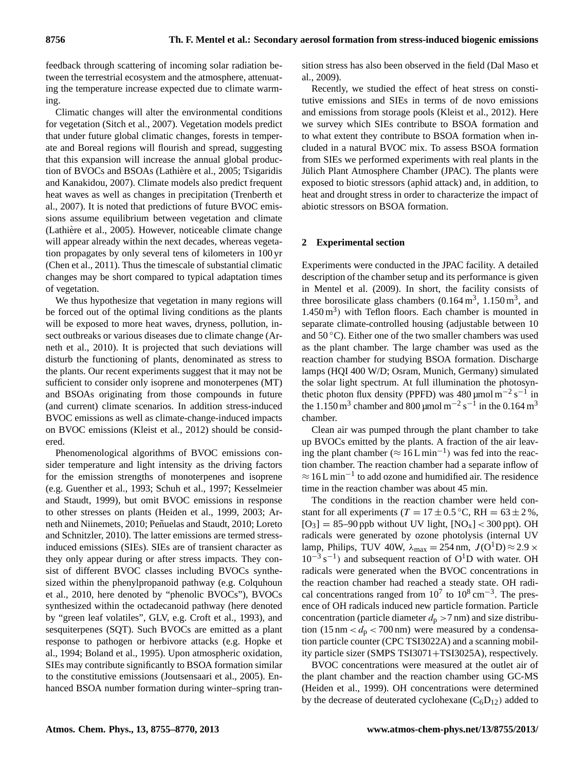feedback through scattering of incoming solar radiation between the terrestrial ecosystem and the atmosphere, attenuating the temperature increase expected due to climate warming.

Climatic changes will alter the environmental conditions for vegetation (Sitch et al., 2007). Vegetation models predict that under future global climatic changes, forests in temperate and Boreal regions will flourish and spread, suggesting that this expansion will increase the annual global production of BVOCs and BSOAs (Lathière et al., 2005; Tsigaridis and Kanakidou, 2007). Climate models also predict frequent heat waves as well as changes in precipitation (Trenberth et al., 2007). It is noted that predictions of future BVOC emissions assume equilibrium between vegetation and climate (Lathière et al., 2005). However, noticeable climate change will appear already within the next decades, whereas vegetation propagates by only several tens of kilometers in 100 yr (Chen et al., 2011). Thus the timescale of substantial climatic changes may be short compared to typical adaptation times of vegetation.

We thus hypothesize that vegetation in many regions will be forced out of the optimal living conditions as the plants will be exposed to more heat waves, dryness, pollution, insect outbreaks or various diseases due to climate change (Arneth et al., 2010). It is projected that such deviations will disturb the functioning of plants, denominated as stress to the plants. Our recent experiments suggest that it may not be sufficient to consider only isoprene and monoterpenes (MT) and BSOAs originating from those compounds in future (and current) climate scenarios. In addition stress-induced BVOC emissions as well as climate-change-induced impacts on BVOC emissions (Kleist et al., 2012) should be considered.

Phenomenological algorithms of BVOC emissions consider temperature and light intensity as the driving factors for the emission strengths of monoterpenes and isoprene (e.g. Guenther et al., 1993; Schuh et al., 1997; Kesselmeier and Staudt, 1999), but omit BVOC emissions in response to other stresses on plants (Heiden et al., 1999, 2003; Arneth and Niinemets, 2010; Peñuelas and Staudt, 2010; Loreto and Schnitzler, 2010). The latter emissions are termed stress-induced emissions (SIEs). SIEs are of transient character as they only appear during or after stress impacts. They consist of different BVOC classes including BVOCs synthesized within the phenylpropanoid pathway (e.g. Colquhoun et al., 2010, here denoted by "phenolic BVOCs"), BVOCs synthesized within the octadecanoid pathway (here denoted by "green leaf volatiles", GLV, e.g. Croft et al., 1993), and sesquiterpenes (SQT). Such BVOCs are emitted as a plant response to pathogen or herbivore attacks (e.g. Hopke et al., 1994; Boland et al., 1995). Upon atmospheric oxidation, SIEs may contribute significantly to BSOA formation similar to the constitutive emissions (Joutsensaari et al., 2005). Enhanced BSOA number formation during winter–spring transition stress has also been observed in the field (Dal Maso et al., 2009).

Recently, we studied the effect of heat stress on constitutive emissions and SIEs in terms of de novo emissions and emissions from storage pools (Kleist et al., 2012). Here we survey which SIEs contribute to BSOA formation and to what extent they contribute to BSOA formation when included in a natural BVOC mix. To assess BSOA formation from SIEs we performed experiments with real plants in the Jülich Plant Atmosphere Chamber (JPAC). The plants were exposed to biotic stressors (aphid attack) and, in addition, to heat and drought stress in order to characterize the impact of abiotic stressors on BSOA formation.

## 2 Experimental section

Experiments were conducted in the JPAC facility. A detailed description of the chamber setup and its performance is given in Mentel et al. (2009). In short, the facility consists of three borosilicate glass chambers ($0.164\,m^3$, $1.150\,m^3$, and $1.450\,m^3$) with Teflon floors. Each chamber is mounted in separate climate-controlled housing (adjustable between 10 and 50 °C). Either one of the two smaller chambers was used as the plant chamber. The large chamber was used as the reaction chamber for studying BSOA formation. Discharge lamps (HQI 400 W/D; Osram, Munich, Germany) simulated the solar light spectrum. At full illumination the photosynthetic photon flux density (PPFD) was $480\,\mu mol\,m^{-2}\,s^{-1}$ in the $1.150\,m^3$ chamber and $800\,\mu mol\,m^{-2}\,s^{-1}$ in the $0.164\,m^3$ chamber.

Clean air was pumped through the plant chamber to take up BVOCs emitted by the plants. A fraction of the air leaving the plant chamber ($\approx 16\,L\,min^{-1}$) was fed into the reaction chamber. The reaction chamber had a separate inflow of $\approx 16\,L\,min^{-1}$ to add ozone and humidified air. The residence time in the reaction chamber was about 45 min.

The conditions in the reaction chamber were held constant for all experiments ($T = 17 \pm 0.5\,°C$, RH $= 63 \pm 2\,\%$, $[O_3] = 85$–$90$ ppb without UV light, $[NO_x] < 300$ ppt). OH radicals were generated by ozone photolysis (internal UV lamp, Philips, TUV 40W, $\lambda_{max} = 254\,nm$, $J(O^1D) \approx 2.9 \times 10^{-3}\,s^{-1}$) and subsequent reaction of $O^1D$ with water. OH radicals were generated when the BVOC concentrations in the reaction chamber had reached a steady state. OH radical concentrations ranged from $10^7$ to $10^8\,cm^{-3}$. The presence of OH radicals induced new particle formation. Particle concentration (particle diameter $d_p > 7\,nm$) and size distribution ($15\,nm < d_p < 700\,nm$) were measured by a condensation particle counter (CPC TSI3022A) and a scanning mobility particle sizer (SMPS TSI3071+TSI3025A), respectively.

BVOC concentrations were measured at the outlet air of the plant chamber and the reaction chamber using GC-MS (Heiden et al., 1999). OH concentrations were determined by the decrease of deuterated cyclohexane ($C_6D_{12}$) added to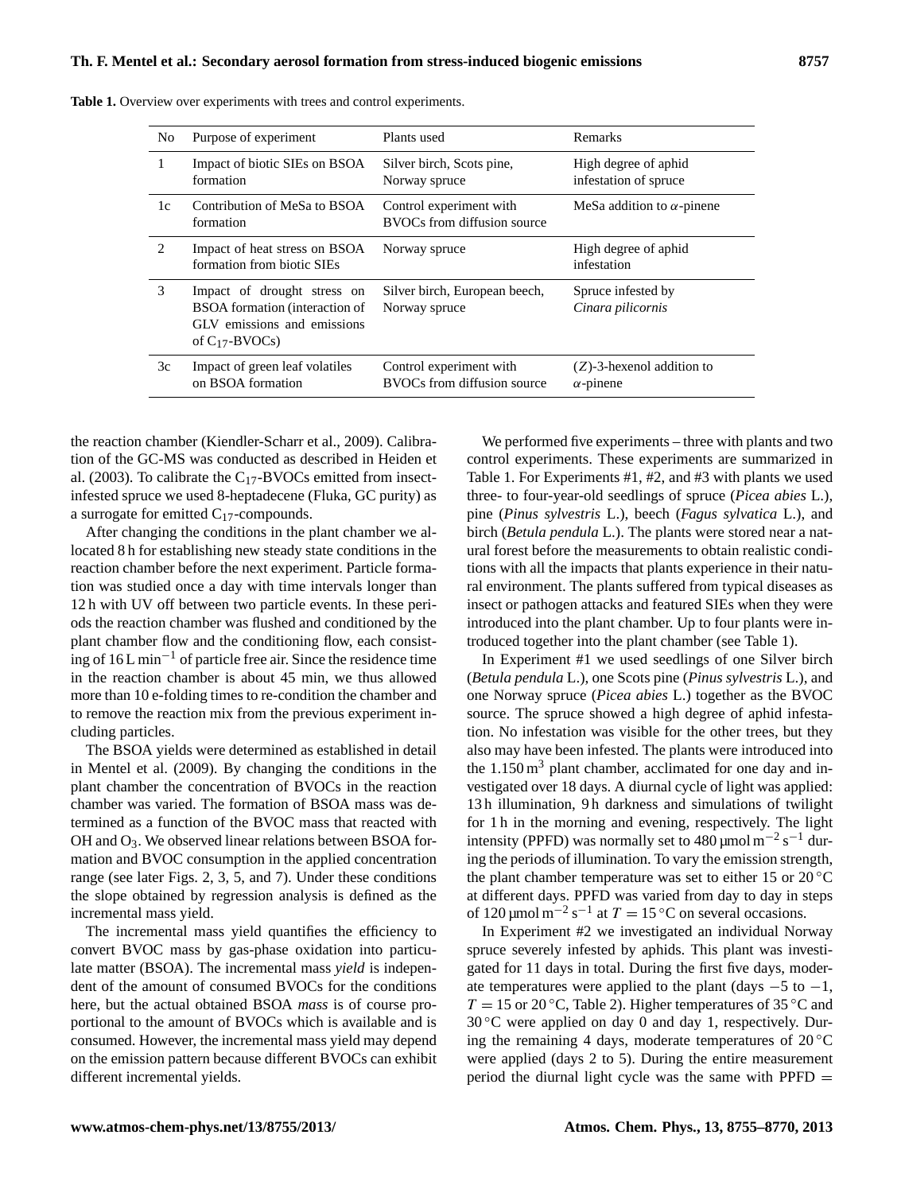**Table 1.** Overview over experiments with trees and control experiments.

| No | Purpose of experiment | Plants used | Remarks |
|---|---|---|---|
| 1 | Impact of biotic SIEs on BSOA formation | Silver birch, Scots pine, Norway spruce | High degree of aphid infestation of spruce |
| 1c | Contribution of MeSa to BSOA formation | Control experiment with BVOCs from diffusion source | MeSa addition to $\alpha$-pinene |
| 2 | Impact of heat stress on BSOA formation from biotic SIEs | Norway spruce | High degree of aphid infestation |
| 3 | Impact of drought stress on BSOA formation (interaction of GLV emissions and emissions of $C_{17}$-BVOCs) | Silver birch, European beech, Norway spruce | Spruce infested by *Cinara pilicornis* |
| 3c | Impact of green leaf volatiles on BSOA formation | Control experiment with BVOCs from diffusion source | (*Z*)-3-hexenol addition to $\alpha$-pinene |

the reaction chamber (Kiendler-Scharr et al., 2009). Calibration of the GC-MS was conducted as described in Heiden et al. (2003). To calibrate the $C_{17}$-BVOCs emitted from insect-infested spruce we used 8-heptadecene (Fluka, GC purity) as a surrogate for emitted $C_{17}$-compounds.

After changing the conditions in the plant chamber we allocated 8 h for establishing new steady state conditions in the reaction chamber before the next experiment. Particle formation was studied once a day with time intervals longer than 12 h with UV off between two particle events. In these periods the reaction chamber was flushed and conditioned by the plant chamber flow and the conditioning flow, each consisting of 16 L $min^{-1}$ of particle free air. Since the residence time in the reaction chamber is about 45 min, we thus allowed more than 10 e-folding times to re-condition the chamber and to remove the reaction mix from the previous experiment including particles.

The BSOA yields were determined as established in detail in Mentel et al. (2009). By changing the conditions in the plant chamber the concentration of BVOCs in the reaction chamber was varied. The formation of BSOA mass was determined as a function of the BVOC mass that reacted with OH and $O_3$. We observed linear relations between BSOA formation and BVOC consumption in the applied concentration range (see later Figs. 2, 3, 5, and 7). Under these conditions the slope obtained by regression analysis is defined as the incremental mass yield.

The incremental mass yield quantifies the efficiency to convert BVOC mass by gas-phase oxidation into particulate matter (BSOA). The incremental mass *yield* is independent of the amount of consumed BVOCs for the conditions here, but the actual obtained BSOA *mass* is of course proportional to the amount of BVOCs which is available and is consumed. However, the incremental mass yield may depend on the emission pattern because different BVOCs can exhibit different incremental yields.

We performed five experiments – three with plants and two control experiments. These experiments are summarized in Table 1. For Experiments #1, #2, and #3 with plants we used three- to four-year-old seedlings of spruce (*Picea abies* L.), pine (*Pinus sylvestris* L.), beech (*Fagus sylvatica* L.), and birch (*Betula pendula* L.). The plants were stored near a natural forest before the measurements to obtain realistic conditions with all the impacts that plants experience in their natural environment. The plants suffered from typical diseases as insect or pathogen attacks and featured SIEs when they were introduced into the plant chamber. Up to four plants were introduced together into the plant chamber (see Table 1).

In Experiment #1 we used seedlings of one Silver birch (*Betula pendula* L.), one Scots pine (*Pinus sylvestris* L.), and one Norway spruce (*Picea abies* L.) together as the BVOC source. The spruce showed a high degree of aphid infestation. No infestation was visible for the other trees, but they also may have been infested. The plants were introduced into the 1.150 $m^3$ plant chamber, acclimated for one day and investigated over 18 days. A diurnal cycle of light was applied: 13 h illumination, 9 h darkness and simulations of twilight for 1 h in the morning and evening, respectively. The light intensity (PPFD) was normally set to 480 $\mu mol\, m^{-2}\, s^{-1}$ during the periods of illumination. To vary the emission strength, the plant chamber temperature was set to either 15 or 20 °C at different days. PPFD was varied from day to day in steps of 120 $\mu mol\, m^{-2}\, s^{-1}$ at $T = 15$ °C on several occasions.

In Experiment #2 we investigated an individual Norway spruce severely infested by aphids. This plant was investigated for 11 days in total. During the first five days, moderate temperatures were applied to the plant (days −5 to −1, $T = 15$ or 20 °C, Table 2). Higher temperatures of 35 °C and 30 °C were applied on day 0 and day 1, respectively. During the remaining 4 days, moderate temperatures of 20 °C were applied (days 2 to 5). During the entire measurement period the diurnal light cycle was the same with PPFD =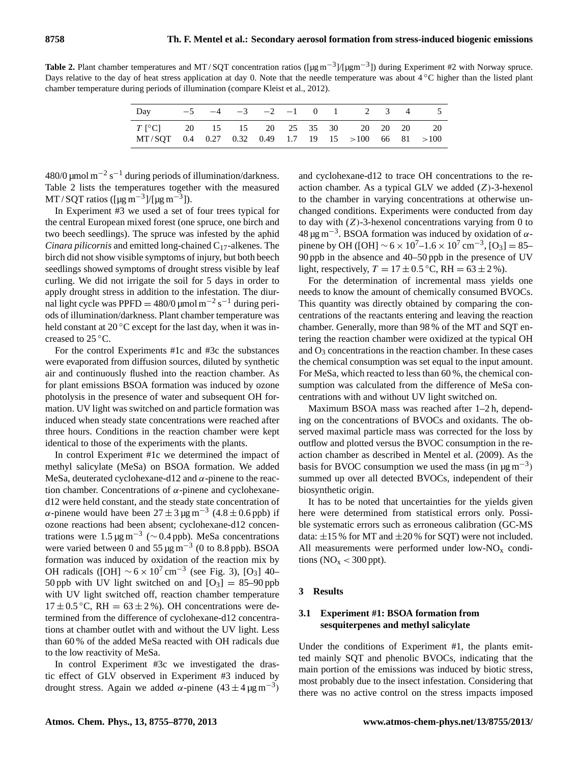**Table 2.** Plant chamber temperatures and MT / SQT concentration ratios ([$\mu$g m$^{-3}$]/[$\mu$g m$^{-3}$]) during Experiment #2 with Norway spruce. Days relative to the day of heat stress application at day 0. Note that the needle temperature was about 4 °C higher than the listed plant chamber temperature during periods of illumination (compare Kleist et al., 2012).

| Day | −5 | −4 | −3 | −2 | −1 | 0 | 1 | 2 | 3 | 4 | 5 |
|---|---|---|---|---|---|---|---|---|---|---|---|
| $T$ [°C] | 20 | 15 | 15 | 20 | 25 | 35 | 30 | 20 | 20 | 20 | 20 |
| MT / SQT | 0.4 | 0.27 | 0.32 | 0.49 | 1.7 | 19 | 15 | >100 | 66 | 81 | >100 |

480/0 $\mu$mol m$^{-2}$ s$^{-1}$ during periods of illumination/darkness. Table 2 lists the temperatures together with the measured MT / SQT ratios ([$\mu$g m$^{-3}$]/[$\mu$g m$^{-3}$]).

In Experiment #3 we used a set of four trees typical for the central European mixed forest (one spruce, one birch and two beech seedlings). The spruce was infested by the aphid *Cinara pilicornis* and emitted long-chained $C_{17}$-alkenes. The birch did not show visible symptoms of injury, but both beech seedlings showed symptoms of drought stress visible by leaf curling. We did not irrigate the soil for 5 days in order to apply drought stress in addition to the infestation. The diurnal light cycle was PPFD = 480/0 $\mu$mol m$^{-2}$ s$^{-1}$ during periods of illumination/darkness. Plant chamber temperature was held constant at 20 °C except for the last day, when it was increased to 25 °C.

For the control Experiments #1c and #3c the substances were evaporated from diffusion sources, diluted by synthetic air and continuously flushed into the reaction chamber. As for plant emissions BSOA formation was induced by ozone photolysis in the presence of water and subsequent OH formation. UV light was switched on and particle formation was induced when steady state concentrations were reached after three hours. Conditions in the reaction chamber were kept identical to those of the experiments with the plants.

In control Experiment #1c we determined the impact of methyl salicylate (MeSa) on BSOA formation. We added MeSa, deuterated cyclohexane-d12 and $\alpha$-pinene to the reaction chamber. Concentrations of $\alpha$-pinene and cyclohexane-d12 were held constant, and the steady state concentration of $\alpha$-pinene would have been $27 \pm 3$ $\mu$g m$^{-3}$ ($4.8 \pm 0.6$ ppb) if ozone reactions had been absent; cyclohexane-d12 concentrations were 1.5 $\mu$g m$^{-3}$ (∼ 0.4 ppb). MeSa concentrations were varied between 0 and 55 $\mu$g m$^{-3}$ (0 to 8.8 ppb). BSOA formation was induced by oxidation of the reaction mix by OH radicals ([OH] $\sim 6 \times 10^7$ cm$^{-3}$ (see Fig. 3), [$O_3$] 40–50 ppb with UV light switched on and [$O_3$] = 85–90 ppb with UV light switched off, reaction chamber temperature $17 \pm 0.5$ °C, RH = $63 \pm 2$ %). OH concentrations were determined from the difference of cyclohexane-d12 concentrations at chamber outlet with and without the UV light. Less than 60 % of the added MeSa reacted with OH radicals due to the low reactivity of MeSa.

In control Experiment #3c we investigated the drastic effect of GLV observed in Experiment #3 induced by drought stress. Again we added $\alpha$-pinene ($43 \pm 4$ $\mu$g m$^{-3}$) and cyclohexane-d12 to trace OH concentrations to the reaction chamber. As a typical GLV we added ($Z$)-3-hexenol to the chamber in varying concentrations at otherwise unchanged conditions. Experiments were conducted from day to day with ($Z$)-3-hexenol concentrations varying from 0 to 48 $\mu$g m$^{-3}$. BSOA formation was induced by oxidation of $\alpha$-pinene by OH ([OH] $\sim 6 \times 10^7$–$1.6 \times 10^7$ cm$^{-3}$, [$O_3$] = 85–90 ppb in the absence and 40–50 ppb in the presence of UV light, respectively, $T = 17 \pm 0.5$ °C, RH = $63 \pm 2$ %).

For the determination of incremental mass yields one needs to know the amount of chemically consumed BVOCs. This quantity was directly obtained by comparing the concentrations of the reactants entering and leaving the reaction chamber. Generally, more than 98 % of the MT and SQT entering the reaction chamber were oxidized at the typical OH and $O_3$ concentrations in the reaction chamber. In these cases the chemical consumption was set equal to the input amount. For MeSa, which reacted to less than 60 %, the chemical consumption was calculated from the difference of MeSa concentrations with and without UV light switched on.

Maximum BSOA mass was reached after 1–2 h, depending on the concentrations of BVOCs and oxidants. The observed maximal particle mass was corrected for the loss by outflow and plotted versus the BVOC consumption in the reaction chamber as described in Mentel et al. (2009). As the basis for BVOC consumption we used the mass (in $\mu$g m$^{-3}$) summed up over all detected BVOCs, independent of their biosynthetic origin.

It has to be noted that uncertainties for the yields given here were determined from statistical errors only. Possible systematic errors such as erroneous calibration (GC-MS data: ±15 % for MT and ±20 % for SQT) were not included. All measurements were performed under low-$NO_x$ conditions ($NO_x < 300$ ppt).

## 3 Results

### 3.1 Experiment #1: BSOA formation from sesquiterpenes and methyl salicylate

Under the conditions of Experiment #1, the plants emitted mainly SQT and phenolic BVOCs, indicating that the main portion of the emissions was induced by biotic stress, most probably due to the insect infestation. Considering that there was no active control on the stress impacts imposed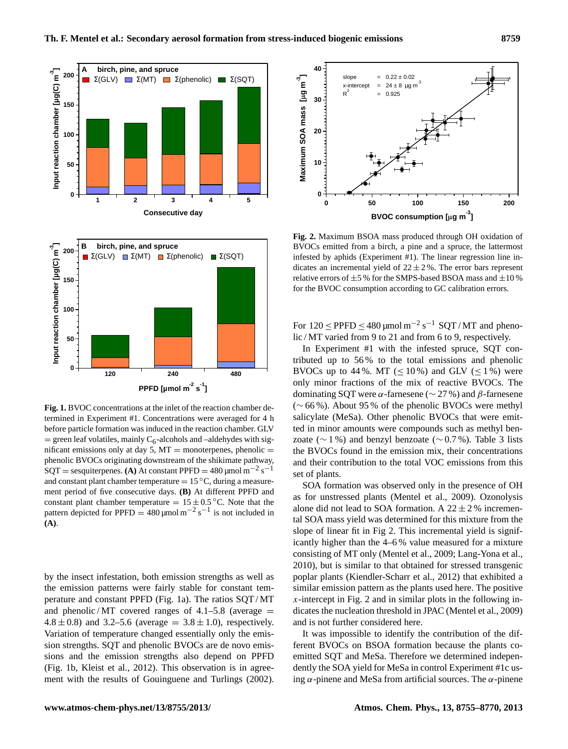**Fig. 1.** BVOC concentrations at the inlet of the reaction chamber determined in Experiment #1. Concentrations were averaged for 4 h before particle formation was induced in the reaction chamber. GLV = green leaf volatiles, mainly $C_6$-alcohols and –aldehydes with significant emissions only at day 5, MT = monoterpenes, phenolic = phenolic BVOCs originating downstream of the shikimate pathway, SQT = sesquiterpenes. **(A)** At constant PPFD = 480 μmol $m^{-2}$ $s^{-1}$ and constant plant chamber temperature = 15 °C, during a measurement period of five consecutive days. **(B)** At different PPFD and constant plant chamber temperature = 15 ± 0.5 °C. Note that the pattern depicted for PPFD = 480 μmol $m^{-2}$ $s^{-1}$ is not included in **(A)**.

by the insect infestation, both emission strengths as well as the emission patterns were fairly stable for constant temperature and constant PPFD (Fig. 1a). The ratios SQT / MT and phenolic / MT covered ranges of 4.1–5.8 (average = 4.8 ± 0.8) and 3.2–5.6 (average = 3.8 ± 1.0), respectively. Variation of temperature changed essentially only the emission strengths. SQT and phenolic BVOCs are de novo emissions and the emission strengths also depend on PPFD (Fig. 1b, Kleist et al., 2012). This observation is in agreement with the results of Gouinguene and Turlings (2002).

**Fig. 2.** Maximum BSOA mass produced through OH oxidation of BVOCs emitted from a birch, a pine and a spruce, the lattermost infested by aphids (Experiment #1). The linear regression line indicates an incremental yield of 22 ± 2 %. The error bars represent relative errors of ±5 % for the SMPS-based BSOA mass and ±10 % for the BVOC consumption according to GC calibration errors.

For 120 ≤ PPFD ≤ 480 μmol $m^{-2}$ $s^{-1}$ SQT / MT and phenolic / MT varied from 9 to 21 and from 6 to 9, respectively.

In Experiment #1 with the infested spruce, SQT contributed up to 56 % to the total emissions and phenolic BVOCs up to 44 %. MT (≤ 10 %) and GLV (≤ 1 %) were only minor fractions of the mix of reactive BVOCs. The dominating SQT were $\alpha$-farnesene (∼ 27 %) and $\beta$-farnesene (∼ 66 %). About 95 % of the phenolic BVOCs were methyl salicylate (MeSa). Other phenolic BVOCs that were emitted in minor amounts were compounds such as methyl benzoate (∼ 1 %) and benzyl benzoate (∼ 0.7 %). Table 3 lists the BVOCs found in the emission mix, their concentrations and their contribution to the total VOC emissions from this set of plants.

SOA formation was observed only in the presence of OH as for unstressed plants (Mentel et al., 2009). Ozonolysis alone did not lead to SOA formation. A 22 ± 2 % incremental SOA mass yield was determined for this mixture from the slope of linear fit in Fig 2. This incremental yield is significantly higher than the 4–6 % value measured for a mixture consisting of MT only (Mentel et al., 2009; Lang-Yona et al., 2010), but is similar to that obtained for stressed transgenic poplar plants (Kiendler-Scharr et al., 2012) that exhibited a similar emission pattern as the plants used here. The positive $x$-intercept in Fig. 2 and in similar plots in the following indicates the nucleation threshold in JPAC (Mentel et al., 2009) and is not further considered here.

It was impossible to identify the contribution of the different BVOCs on BSOA formation because the plants co-emitted SQT and MeSa. Therefore we determined independently the SOA yield for MeSa in control Experiment #1c using $\alpha$-pinene and MeSa from artificial sources. The $\alpha$-pinene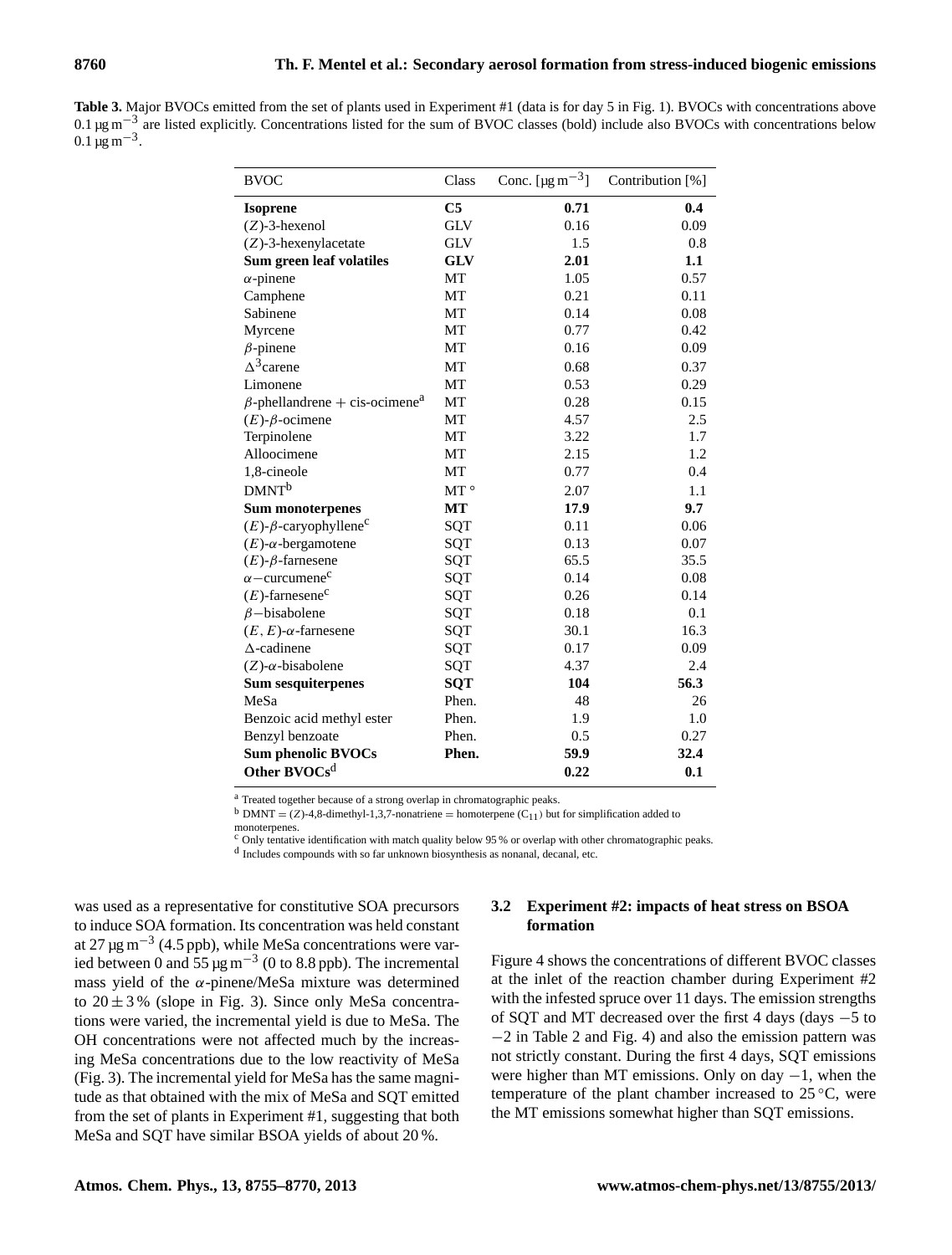**Table 3.** Major BVOCs emitted from the set of plants used in Experiment #1 (data is for day 5 in Fig. 1). BVOCs with concentrations above 0.1 $\mu g\,m^{-3}$ are listed explicitly. Concentrations listed for the sum of BVOC classes (bold) include also BVOCs with concentrations below 0.1 $\mu g\,m^{-3}$.

| BVOC | Class | Conc. [$\mu g\,m^{-3}$] | Contribution [%] |
|---|---|---|---|
| **Isoprene** | **C5** | **0.71** | **0.4** |
| (*Z*)-3-hexenol | GLV | 0.16 | 0.09 |
| (*Z*)-3-hexenylacetate | GLV | 1.5 | 0.8 |
| **Sum green leaf volatiles** | **GLV** | **2.01** | **1.1** |
| $\alpha$-pinene | MT | 1.05 | 0.57 |
| Camphene | MT | 0.21 | 0.11 |
| Sabinene | MT | 0.14 | 0.08 |
| Myrcene | MT | 0.77 | 0.42 |
| $\beta$-pinene | MT | 0.16 | 0.09 |
| $\Delta^3$carene | MT | 0.68 | 0.37 |
| Limonene | MT | 0.53 | 0.29 |
| $\beta$-phellandrene + cis-ocimene[a] | MT | 0.28 | 0.15 |
| (*E*)-$\beta$-ocimene | MT | 4.57 | 2.5 |
| Terpinolene | MT | 3.22 | 1.7 |
| Alloocimene | MT | 2.15 | 1.2 |
| 1,8-cineole | MT | 0.77 | 0.4 |
| DMNT[b] | MT ° | 2.07 | 1.1 |
| **Sum monoterpenes** | **MT** | **17.9** | **9.7** |
| (*E*)-$\beta$-caryophyllene[c] | SQT | 0.11 | 0.06 |
| (*E*)-$\alpha$-bergamotene | SQT | 0.13 | 0.07 |
| (*E*)-$\beta$-farnesene | SQT | 65.5 | 35.5 |
| $\alpha$−curcumene[c] | SQT | 0.14 | 0.08 |
| (*E*)-farnesene[c] | SQT | 0.26 | 0.14 |
| $\beta$−bisabolene | SQT | 0.18 | 0.1 |
| (*E*, *E*)-$\alpha$-farnesene | SQT | 30.1 | 16.3 |
| $\Delta$-cadinene | SQT | 0.17 | 0.09 |
| (*Z*)-$\alpha$-bisabolene | SQT | 4.37 | 2.4 |
| **Sum sesquiterpenes** | **SQT** | **104** | **56.3** |
| MeSa | Phen. | 48 | 26 |
| Benzoic acid methyl ester | Phen. | 1.9 | 1.0 |
| Benzyl benzoate | Phen. | 0.5 | 0.27 |
| **Sum phenolic BVOCs** | **Phen.** | **59.9** | **32.4** |
| **Other BVOCs[d]** | | **0.22** | **0.1** |

[a] Treated together because of a strong overlap in chromatographic peaks.
[b] DMNT = (*Z*)-4,8-dimethyl-1,3,7-nonatriene = homoterpene ($C_{11}$) but for simplification added to monoterpenes.
[c] Only tentative identification with match quality below 95 % or overlap with other chromatographic peaks.
[d] Includes compounds with so far unknown biosynthesis as nonanal, decanal, etc.

was used as a representative for constitutive SOA precursors to induce SOA formation. Its concentration was held constant at 27 $\mu g\,m^{-3}$ (4.5 ppb), while MeSa concentrations were varied between 0 and 55 $\mu g\,m^{-3}$ (0 to 8.8 ppb). The incremental mass yield of the $\alpha$-pinene/MeSa mixture was determined to $20 \pm 3$ % (slope in Fig. 3). Since only MeSa concentrations were varied, the incremental yield is due to MeSa. The OH concentrations were not affected much by the increasing MeSa concentrations due to the low reactivity of MeSa (Fig. 3). The incremental yield for MeSa has the same magnitude as that obtained with the mix of MeSa and SQT emitted from the set of plants in Experiment #1, suggesting that both MeSa and SQT have similar BSOA yields of about 20 %.

### 3.2 Experiment #2: impacts of heat stress on BSOA formation

Figure 4 shows the concentrations of different BVOC classes at the inlet of the reaction chamber during Experiment #2 with the infested spruce over 11 days. The emission strengths of SQT and MT decreased over the first 4 days (days −5 to −2 in Table 2 and Fig. 4) and also the emission pattern was not strictly constant. During the first 4 days, SQT emissions were higher than MT emissions. Only on day −1, when the temperature of the plant chamber increased to 25 °C, were the MT emissions somewhat higher than SQT emissions.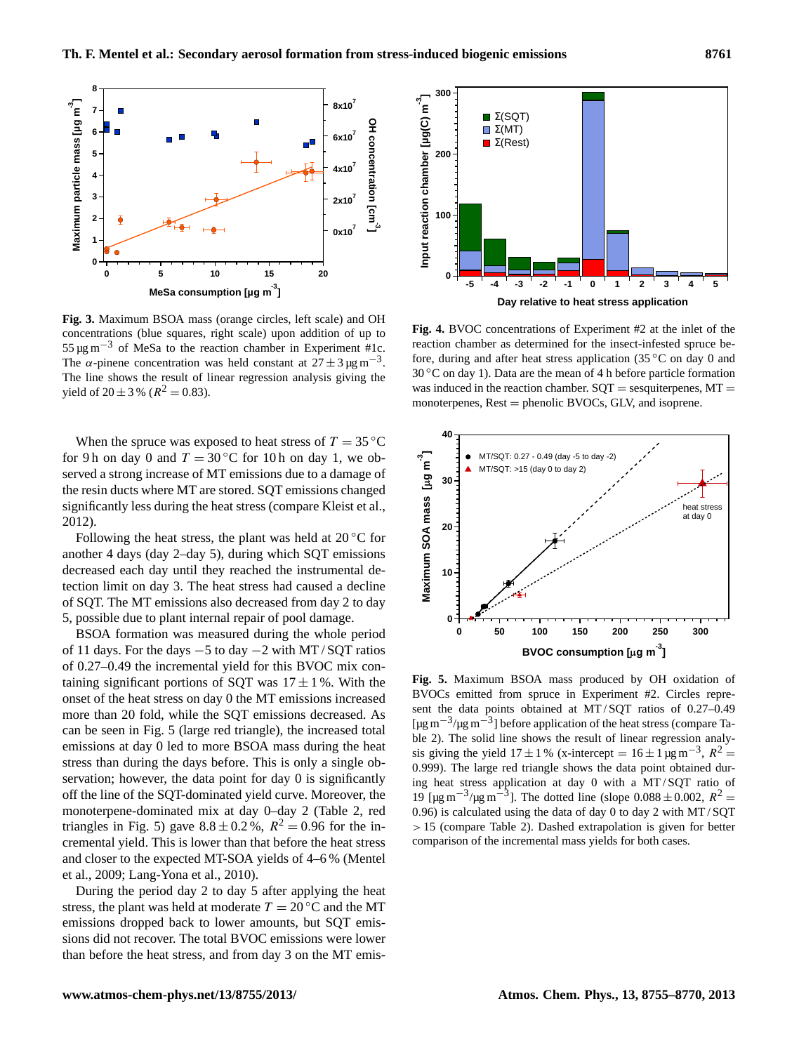**Fig. 3.** Maximum BSOA mass (orange circles, left scale) and OH concentrations (blue squares, right scale) upon addition of up to 55 $\mu g\,m^{-3}$ of MeSa to the reaction chamber in Experiment #1c. The $\alpha$-pinene concentration was held constant at $27 \pm 3\,\mu g\,m^{-3}$. The line shows the result of linear regression analysis giving the yield of $20 \pm 3\,\%$ ($R^2 = 0.83$).

**Fig. 4.** BVOC concentrations of Experiment #2 at the inlet of the reaction chamber as determined for the insect-infested spruce before, during and after heat stress application (35 °C on day 0 and 30 °C on day 1). Data are the mean of 4 h before particle formation was induced in the reaction chamber. SQT = sesquiterpenes, MT = monoterpenes, Rest = phenolic BVOCs, GLV, and isoprene.

When the spruce was exposed to heat stress of $T = 35\,°C$ for 9 h on day 0 and $T = 30\,°C$ for 10 h on day 1, we observed a strong increase of MT emissions due to a damage of the resin ducts where MT are stored. SQT emissions changed significantly less during the heat stress (compare Kleist et al., 2012).

Following the heat stress, the plant was held at 20 °C for another 4 days (day 2–day 5), during which SQT emissions decreased each day until they reached the instrumental detection limit on day 3. The heat stress had caused a decline of SQT. The MT emissions also decreased from day 2 to day 5, possible due to plant internal repair of pool damage.

BSOA formation was measured during the whole period of 11 days. For the days −5 to day −2 with MT / SQT ratios of 0.27–0.49 the incremental yield for this BVOC mix containing significant portions of SQT was $17 \pm 1\,\%$. With the onset of the heat stress on day 0 the MT emissions increased more than 20 fold, while the SQT emissions decreased. As can be seen in Fig. 5 (large red triangle), the increased total emissions at day 0 led to more BSOA mass during the heat stress than during the days before. This is only a single observation; however, the data point for day 0 is significantly off the line of the SQT-dominated yield curve. Moreover, the monoterpene-dominated mix at day 0–day 2 (Table 2, red triangles in Fig. 5) gave $8.8 \pm 0.2\,\%$, $R^2 = 0.96$ for the incremental yield. This is lower than that before the heat stress and closer to the expected MT-SOA yields of 4–6 % (Mentel et al., 2009; Lang-Yona et al., 2010).

During the period day 2 to day 5 after applying the heat stress, the plant was held at moderate $T = 20\,°C$ and the MT emissions dropped back to lower amounts, but SQT emissions did not recover. The total BVOC emissions were lower than before the heat stress, and from day 3 on the MT emis-

**Fig. 5.** Maximum BSOA mass produced by OH oxidation of BVOCs emitted from spruce in Experiment #2. Circles represent the data points obtained at MT / SQT ratios of 0.27–0.49 [$\mu g\,m^{-3}/\mu g\,m^{-3}$] before application of the heat stress (compare Table 2). The solid line shows the result of linear regression analysis giving the yield $17 \pm 1\,\%$ (x-intercept = $16 \pm 1\,\mu g\,m^{-3}$, $R^2 = 0.999$). The large red triangle shows the data point obtained during heat stress application at day 0 with a MT / SQT ratio of 19 [$\mu g\,m^{-3}/\mu g\,m^{-3}$]. The dotted line (slope $0.088 \pm 0.002$, $R^2 = 0.96$) is calculated using the data of day 0 to day 2 with MT / SQT > 15 (compare Table 2). Dashed extrapolation is given for better comparison of the incremental mass yields for both cases.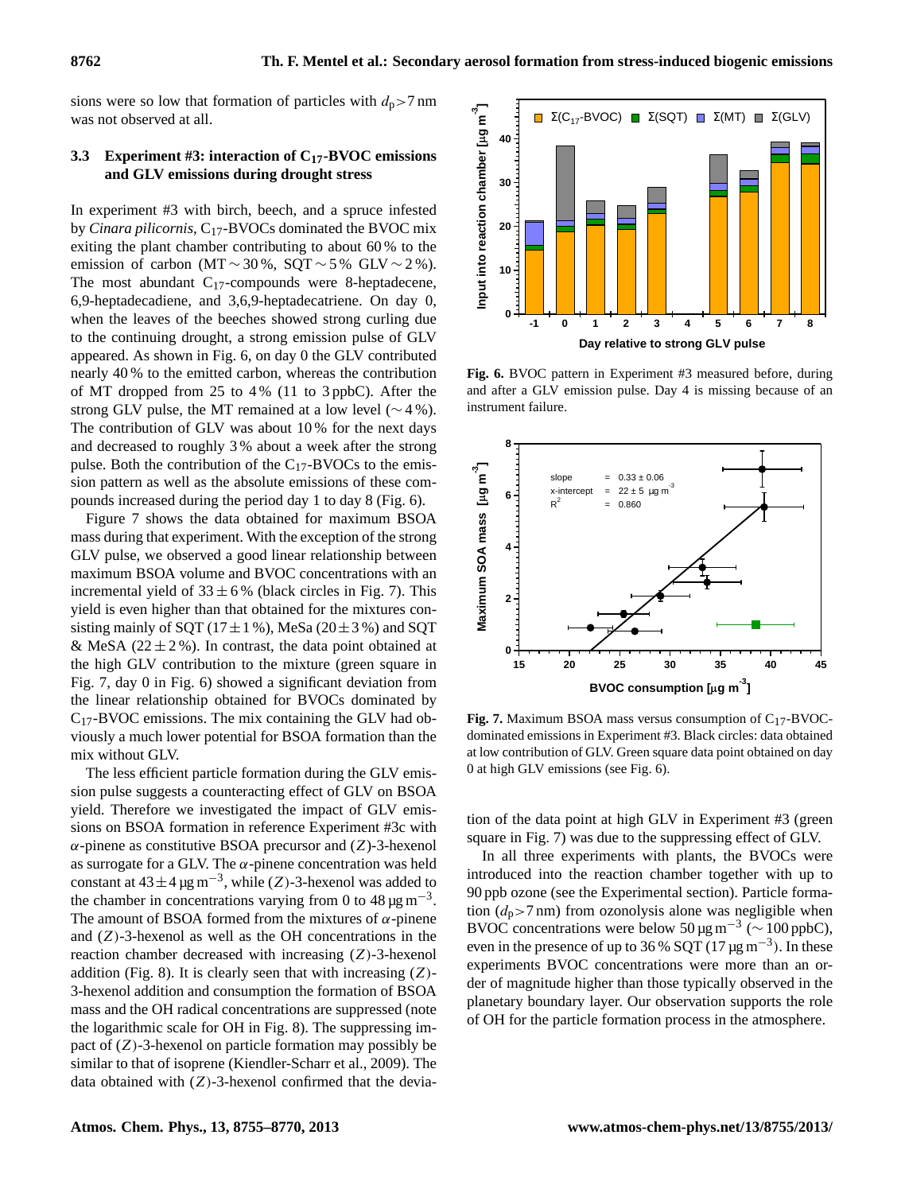sions were so low that formation of particles with $d_p > 7$ nm was not observed at all.

### 3.3 Experiment #3: interaction of $C_{17}$-BVOC emissions and GLV emissions during drought stress

In experiment #3 with birch, beech, and a spruce infested by *Cinara pilicornis*, $C_{17}$-BVOCs dominated the BVOC mix exiting the plant chamber contributing to about 60 % to the emission of carbon (MT ∼ 30 %, SQT ∼ 5 % GLV ∼ 2 %). The most abundant $C_{17}$-compounds were 8-heptadecene, 6,9-heptadecadiene, and 3,6,9-heptadecatriene. On day 0, when the leaves of the beeches showed strong curling due to the continuing drought, a strong emission pulse of GLV appeared. As shown in Fig. 6, on day 0 the GLV contributed nearly 40 % to the emitted carbon, whereas the contribution of MT dropped from 25 to 4 % (11 to 3 ppbC). After the strong GLV pulse, the MT remained at a low level (∼ 4 %). The contribution of GLV was about 10 % for the next days and decreased to roughly 3 % about a week after the strong pulse. Both the contribution of the $C_{17}$-BVOCs to the emission pattern as well as the absolute emissions of these compounds increased during the period day 1 to day 8 (Fig. 6).

Figure 7 shows the data obtained for maximum BSOA mass during that experiment. With the exception of the strong GLV pulse, we observed a good linear relationship between maximum BSOA volume and BVOC concentrations with an incremental yield of $33 \pm 6$ % (black circles in Fig. 7). This yield is even higher than that obtained for the mixtures consisting mainly of SQT ($17 \pm 1$ %), MeSa ($20 \pm 3$ %) and SQT & MeSA ($22 \pm 2$ %). In contrast, the data point obtained at the high GLV contribution to the mixture (green square in Fig. 7, day 0 in Fig. 6) showed a significant deviation from the linear relationship obtained for BVOCs dominated by $C_{17}$-BVOC emissions. The mix containing the GLV had obviously a much lower potential for BSOA formation than the mix without GLV.

The less efficient particle formation during the GLV emission pulse suggests a counteracting effect of GLV on BSOA yield. Therefore we investigated the impact of GLV emissions on BSOA formation in reference Experiment #3c with $\alpha$-pinene as constitutive BSOA precursor and ($Z$)-3-hexenol as surrogate for a GLV. The $\alpha$-pinene concentration was held constant at $43 \pm 4\ \mu g\ m^{-3}$, while ($Z$)-3-hexenol was added to the chamber in concentrations varying from 0 to $48\ \mu g\ m^{-3}$. The amount of BSOA formed from the mixtures of $\alpha$-pinene and ($Z$)-3-hexenol as well as the OH concentrations in the reaction chamber decreased with increasing ($Z$)-3-hexenol addition (Fig. 8). It is clearly seen that with increasing ($Z$)-3-hexenol addition and consumption the formation of BSOA mass and the OH radical concentrations are suppressed (note the logarithmic scale for OH in Fig. 8). The suppressing impact of ($Z$)-3-hexenol on particle formation may possibly be similar to that of isoprene (Kiendler-Scharr et al., 2009). The data obtained with ($Z$)-3-hexenol confirmed that the deviation of the data point at high GLV in Experiment #3 (green square in Fig. 7) was due to the suppressing effect of GLV.

In all three experiments with plants, the BVOCs were introduced into the reaction chamber together with up to 90 ppb ozone (see the Experimental section). Particle formation ($d_p > 7$ nm) from ozonolysis alone was negligible when BVOC concentrations were below $50\ \mu g\ m^{-3}$ (∼ 100 ppbC), even in the presence of up to 36 % SQT ($17\ \mu g\ m^{-3}$). In these experiments BVOC concentrations were more than an order of magnitude higher than those typically observed in the planetary boundary layer. Our observation supports the role of OH for the particle formation process in the atmosphere.

**Fig. 6.** BVOC pattern in Experiment #3 measured before, during and after a GLV emission pulse. Day 4 is missing because of an instrument failure.

**Fig. 7.** Maximum BSOA mass versus consumption of $C_{17}$-BVOC-dominated emissions in Experiment #3. Black circles: data obtained at low contribution of GLV. Green square data point obtained on day 0 at high GLV emissions (see Fig. 6).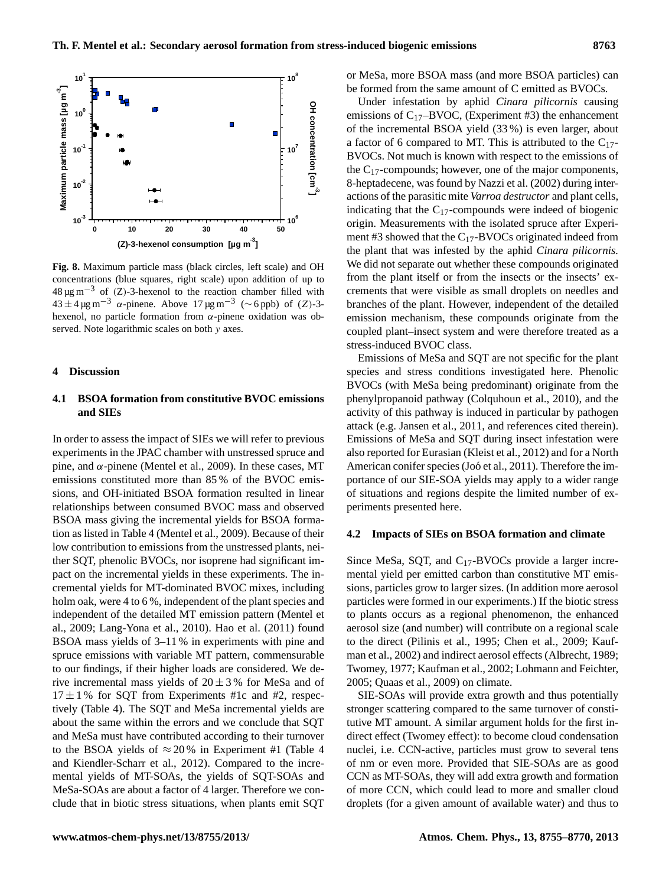**Fig. 8.** Maximum particle mass (black circles, left scale) and OH concentrations (blue squares, right scale) upon addition of up to $48\,\mu g\,m^{-3}$ of (Z)-3-hexenol to the reaction chamber filled with $43 \pm 4\,\mu g\,m^{-3}$ $\alpha$-pinene. Above $17\,\mu g\,m^{-3}$ ($\sim$6 ppb) of (Z)-3-hexenol, no particle formation from $\alpha$-pinene oxidation was observed. Note logarithmic scales on both $y$ axes.

## 4 Discussion

### 4.1 BSOA formation from constitutive BVOC emissions and SIEs

In order to assess the impact of SIEs we will refer to previous experiments in the JPAC chamber with unstressed spruce and pine, and $\alpha$-pinene (Mentel et al., 2009). In these cases, MT emissions constituted more than 85 % of the BVOC emissions, and OH-initiated BSOA formation resulted in linear relationships between consumed BVOC mass and observed BSOA mass giving the incremental yields for BSOA formation as listed in Table 4 (Mentel et al., 2009). Because of their low contribution to emissions from the unstressed plants, neither SQT, phenolic BVOCs, nor isoprene had significant impact on the incremental yields in these experiments. The incremental yields for MT-dominated BVOC mixes, including holm oak, were 4 to 6 %, independent of the plant species and independent of the detailed MT emission pattern (Mentel et al., 2009; Lang-Yona et al., 2010). Hao et al. (2011) found BSOA mass yields of 3–11 % in experiments with pine and spruce emissions with variable MT pattern, commensurable to our findings, if their higher loads are considered. We derive incremental mass yields of $20 \pm 3$ % for MeSa and of $17 \pm 1$ % for SQT from Experiments #1c and #2, respectively (Table 4). The SQT and MeSa incremental yields are about the same within the errors and we conclude that SQT and MeSa must have contributed according to their turnover to the BSOA yields of $\approx 20$ % in Experiment #1 (Table 4 and Kiendler-Scharr et al., 2012). Compared to the incremental yields of MT-SOAs, the yields of SQT-SOAs and MeSa-SOAs are about a factor of 4 larger. Therefore we conclude that in biotic stress situations, when plants emit SQT or MeSa, more BSOA mass (and more BSOA particles) can be formed from the same amount of C emitted as BVOCs.

Under infestation by aphid *Cinara pilicornis* causing emissions of $C_{17}$–BVOC, (Experiment #3) the enhancement of the incremental BSOA yield (33 %) is even larger, about a factor of 6 compared to MT. This is attributed to the $C_{17}$-BVOCs. Not much is known with respect to the emissions of the $C_{17}$-compounds; however, one of the major components, 8-heptadecene, was found by Nazzi et al. (2002) during interactions of the parasitic mite *Varroa destructor* and plant cells, indicating that the $C_{17}$-compounds were indeed of biogenic origin. Measurements with the isolated spruce after Experiment #3 showed that the $C_{17}$-BVOCs originated indeed from the plant that was infested by the aphid *Cinara pilicornis.* We did not separate out whether these compounds originated from the plant itself or from the insects or the insects' excrements that were visible as small droplets on needles and branches of the plant. However, independent of the detailed emission mechanism, these compounds originate from the coupled plant–insect system and were therefore treated as a stress-induced BVOC class.

Emissions of MeSa and SQT are not specific for the plant species and stress conditions investigated here. Phenolic BVOCs (with MeSa being predominant) originate from the phenylpropanoid pathway (Colquhoun et al., 2010), and the activity of this pathway is induced in particular by pathogen attack (e.g. Jansen et al., 2011, and references cited therein). Emissions of MeSa and SQT during insect infestation were also reported for Eurasian (Kleist et al., 2012) and for a North American conifer species (Joó et al., 2011). Therefore the importance of our SIE-SOA yields may apply to a wider range of situations and regions despite the limited number of experiments presented here.

### 4.2 Impacts of SIEs on BSOA formation and climate

Since MeSa, SQT, and $C_{17}$-BVOCs provide a larger incremental yield per emitted carbon than constitutive MT emissions, particles grow to larger sizes. (In addition more aerosol particles were formed in our experiments.) If the biotic stress to plants occurs as a regional phenomenon, the enhanced aerosol size (and number) will contribute on a regional scale to the direct (Pilinis et al., 1995; Chen et al., 2009; Kaufman et al., 2002) and indirect aerosol effects (Albrecht, 1989; Twomey, 1977; Kaufman et al., 2002; Lohmann and Feichter, 2005; Quaas et al., 2009) on climate.

SIE-SOAs will provide extra growth and thus potentially stronger scattering compared to the same turnover of constitutive MT amount. A similar argument holds for the first indirect effect (Twomey effect): to become cloud condensation nuclei, i.e. CCN-active, particles must grow to several tens of nm or even more. Provided that SIE-SOAs are as good CCN as MT-SOAs, they will add extra growth and formation of more CCN, which could lead to more and smaller cloud droplets (for a given amount of available water) and thus to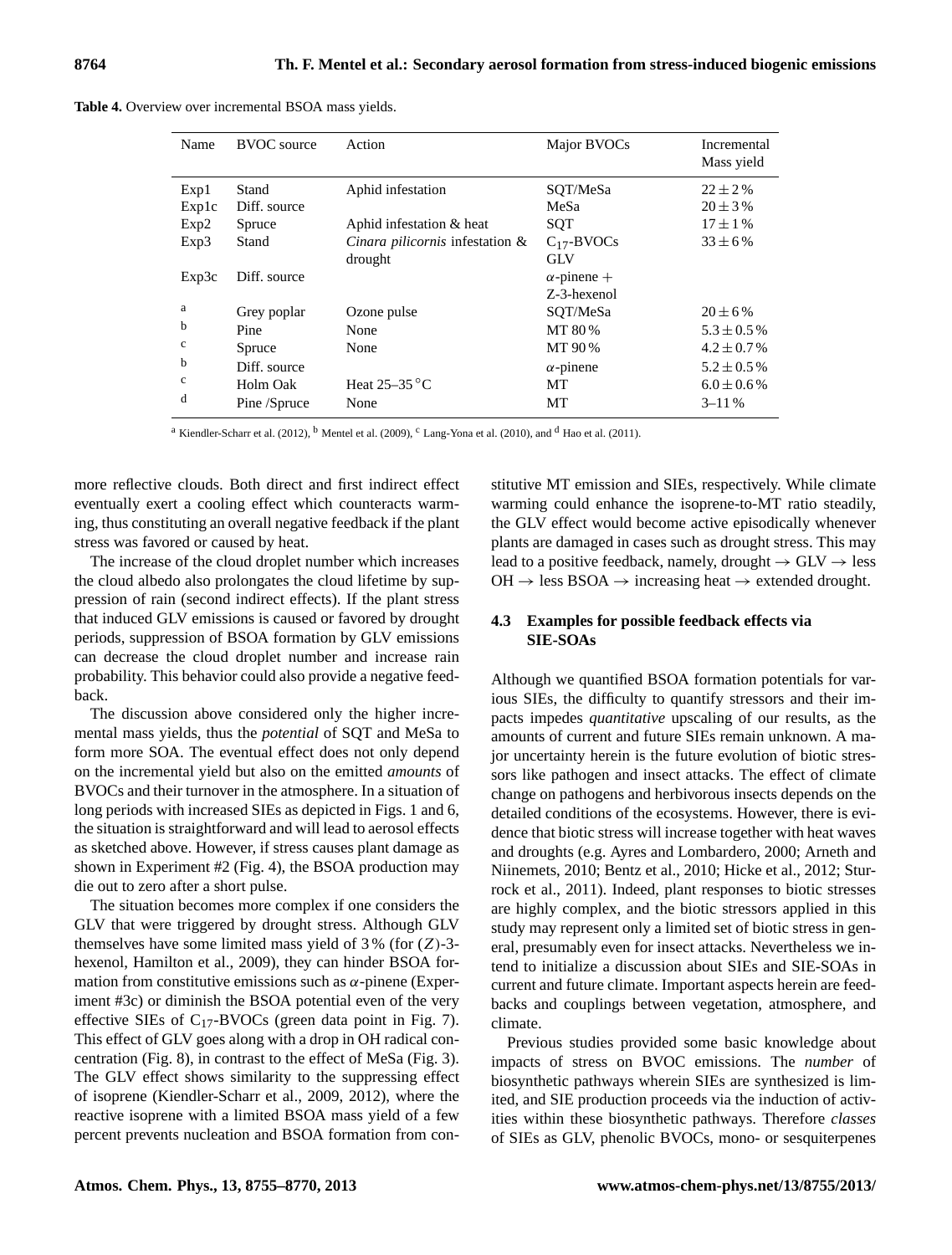**Table 4.** Overview over incremental BSOA mass yields.

| Name | BVOC source | Action | Major BVOCs | Incremental Mass yield |
|---|---|---|---|---|
| Exp1 | Stand | Aphid infestation | SQT/MeSa | $22 \pm 2\,\%$ |
| Exp1c | Diff. source | | MeSa | $20 \pm 3\,\%$ |
| Exp2 | Spruce | Aphid infestation & heat | SQT | $17 \pm 1\,\%$ |
| Exp3 | Stand | *Cinara pilicornis* infestation & drought | $C_{17}$-BVOCs GLV | $33 \pm 6\,\%$ |
| Exp3c | Diff. source | | $\alpha$-pinene + Z-3-hexenol | |
| [a] | Grey poplar | Ozone pulse | SQT/MeSa | $20 \pm 6\,\%$ |
| [b] | Pine | None | MT 80 % | $5.3 \pm 0.5\,\%$ |
| [c] | Spruce | None | MT 90 % | $4.2 \pm 0.7\,\%$ |
| [b] | Diff. source | | $\alpha$-pinene | $5.2 \pm 0.5\,\%$ |
| [c] | Holm Oak | Heat 25–35 °C | MT | $6.0 \pm 0.6\,\%$ |
| [d] | Pine /Spruce | None | MT | 3–11 % |

[a] Kiendler-Scharr et al. (2012), [b] Mentel et al. (2009), [c] Lang-Yona et al. (2010), and [d] Hao et al. (2011).

more reflective clouds. Both direct and first indirect effect eventually exert a cooling effect which counteracts warming, thus constituting an overall negative feedback if the plant stress was favored or caused by heat.

The increase of the cloud droplet number which increases the cloud albedo also prolongates the cloud lifetime by suppression of rain (second indirect effects). If the plant stress that induced GLV emissions is caused or favored by drought periods, suppression of BSOA formation by GLV emissions can decrease the cloud droplet number and increase rain probability. This behavior could also provide a negative feedback.

The discussion above considered only the higher incremental mass yields, thus the *potential* of SQT and MeSa to form more SOA. The eventual effect does not only depend on the incremental yield but also on the emitted *amounts* of BVOCs and their turnover in the atmosphere. In a situation of long periods with increased SIEs as depicted in Figs. 1 and 6, the situation is straightforward and will lead to aerosol effects as sketched above. However, if stress causes plant damage as shown in Experiment #2 (Fig. 4), the BSOA production may die out to zero after a short pulse.

The situation becomes more complex if one considers the GLV that were triggered by drought stress. Although GLV themselves have some limited mass yield of 3 % (for ($Z$)-3-hexenol, Hamilton et al., 2009), they can hinder BSOA formation from constitutive emissions such as $\alpha$-pinene (Experiment #3c) or diminish the BSOA potential even of the very effective SIEs of $C_{17}$-BVOCs (green data point in Fig. 7). This effect of GLV goes along with a drop in OH radical concentration (Fig. 8), in contrast to the effect of MeSa (Fig. 3). The GLV effect shows similarity to the suppressing effect of isoprene (Kiendler-Scharr et al., 2009, 2012), where the reactive isoprene with a limited BSOA mass yield of a few percent prevents nucleation and BSOA formation from constitutive MT emission and SIEs, respectively. While climate warming could enhance the isoprene-to-MT ratio steadily, the GLV effect would become active episodically whenever plants are damaged in cases such as drought stress. This may lead to a positive feedback, namely, drought → GLV → less OH → less BSOA → increasing heat → extended drought.

### 4.3 Examples for possible feedback effects via SIE-SOAs

Although we quantified BSOA formation potentials for various SIEs, the difficulty to quantify stressors and their impacts impedes *quantitative* upscaling of our results, as the amounts of current and future SIEs remain unknown. A major uncertainty herein is the future evolution of biotic stressors like pathogen and insect attacks. The effect of climate change on pathogens and herbivorous insects depends on the detailed conditions of the ecosystems. However, there is evidence that biotic stress will increase together with heat waves and droughts (e.g. Ayres and Lombardero, 2000; Arneth and Niinemets, 2010; Bentz et al., 2010; Hicke et al., 2012; Sturrock et al., 2011). Indeed, plant responses to biotic stresses are highly complex, and the biotic stressors applied in this study may represent only a limited set of biotic stress in general, presumably even for insect attacks. Nevertheless we intend to initialize a discussion about SIEs and SIE-SOAs in current and future climate. Important aspects herein are feedbacks and couplings between vegetation, atmosphere, and climate.

Previous studies provided some basic knowledge about impacts of stress on BVOC emissions. The *number* of biosynthetic pathways wherein SIEs are synthesized is limited, and SIE production proceeds via the induction of activities within these biosynthetic pathways. Therefore *classes* of SIEs as GLV, phenolic BVOCs, mono- or sesquiterpenes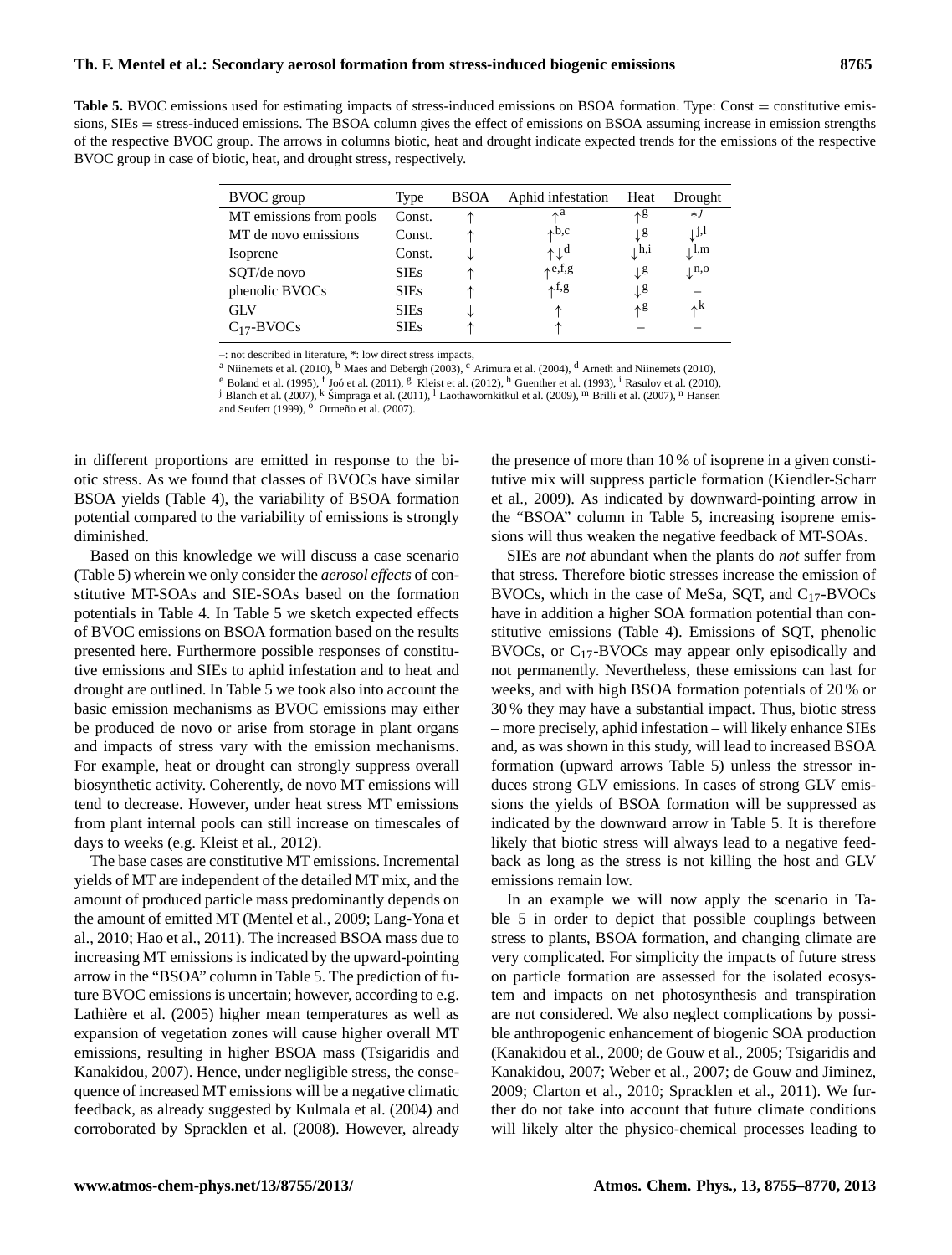**Table 5.** BVOC emissions used for estimating impacts of stress-induced emissions on BSOA formation. Type: Const = constitutive emissions, SIEs = stress-induced emissions. The BSOA column gives the effect of emissions on BSOA assuming increase in emission strengths of the respective BVOC group. The arrows in columns biotic, heat and drought indicate expected trends for the emissions of the respective BVOC group in case of biotic, heat, and drought stress, respectively.

| BVOC group | Type | BSOA | Aphid infestation | Heat | Drought |
|---|---|---|---|---|---|
| MT emissions from pools | Const. | ↑ | ↑[a] | ↑[g] | *[j] |
| MT de novo emissions | Const. | ↑ | ↑[b,c] | ↓[g] | ↓[j,l] |
| Isoprene | Const. | ↓ | ↑↓[d] | ↓[h,i] | ↓[l,m] |
| SQT/de novo | SIEs | ↑ | ↑[e,f,g] | ↓[g] | ↓[n,o] |
| phenolic BVOCs | SIEs | ↑ | ↑[f,g] | ↓[g] | – |
| GLV | SIEs | ↓ | ↑ | ↑[g] | ↑[k] |
| $C_{17}$-BVOCs | SIEs | ↑ | ↑ | – | – |

–: not described in literature, *: low direct stress impacts,
[a] Niinemets et al. (2010), [b] Maes and Debergh (2003), [c] Arimura et al. (2004), [d] Arneth and Niinemets (2010), [e] Boland et al. (1995), [f] Joó et al. (2011), [g] Kleist et al. (2012), [h] Guenther et al. (1993), [i] Rasulov et al. (2010), [j] Blanch et al. (2007), [k] Šimpraga et al. (2011), [l] Laothawornkitkul et al. (2009), [m] Brilli et al. (2007), [n] Hansen and Seufert (1999), [o] Ormeño et al. (2007).

in different proportions are emitted in response to the biotic stress. As we found that classes of BVOCs have similar BSOA yields (Table 4), the variability of BSOA formation potential compared to the variability of emissions is strongly diminished.

Based on this knowledge we will discuss a case scenario (Table 5) wherein we only consider the *aerosol effects* of constitutive MT-SOAs and SIE-SOAs based on the formation potentials in Table 4. In Table 5 we sketch expected effects of BVOC emissions on BSOA formation based on the results presented here. Furthermore possible responses of constitutive emissions and SIEs to aphid infestation and to heat and drought are outlined. In Table 5 we took also into account the basic emission mechanisms as BVOC emissions may either be produced de novo or arise from storage in plant organs and impacts of stress vary with the emission mechanisms. For example, heat or drought can strongly suppress overall biosynthetic activity. Coherently, de novo MT emissions will tend to decrease. However, under heat stress MT emissions from plant internal pools can still increase on timescales of days to weeks (e.g. Kleist et al., 2012).

The base cases are constitutive MT emissions. Incremental yields of MT are independent of the detailed MT mix, and the amount of produced particle mass predominantly depends on the amount of emitted MT (Mentel et al., 2009; Lang-Yona et al., 2010; Hao et al., 2011). The increased BSOA mass due to increasing MT emissions is indicated by the upward-pointing arrow in the "BSOA" column in Table 5. The prediction of future BVOC emissions is uncertain; however, according to e.g. Lathière et al. (2005) higher mean temperatures as well as expansion of vegetation zones will cause higher overall MT emissions, resulting in higher BSOA mass (Tsigaridis and Kanakidou, 2007). Hence, under negligible stress, the consequence of increased MT emissions will be a negative climatic feedback, as already suggested by Kulmala et al. (2004) and corroborated by Spracklen et al. (2008). However, already the presence of more than 10 % of isoprene in a given constitutive mix will suppress particle formation (Kiendler-Scharr et al., 2009). As indicated by downward-pointing arrow in the "BSOA" column in Table 5, increasing isoprene emissions will thus weaken the negative feedback of MT-SOAs.

SIEs are *not* abundant when the plants do *not* suffer from that stress. Therefore biotic stresses increase the emission of BVOCs, which in the case of MeSa, SQT, and $C_{17}$-BVOCs have in addition a higher SOA formation potential than constitutive emissions (Table 4). Emissions of SQT, phenolic BVOCs, or $C_{17}$-BVOCs may appear only episodically and not permanently. Nevertheless, these emissions can last for weeks, and with high BSOA formation potentials of 20 % or 30 % they may have a substantial impact. Thus, biotic stress – more precisely, aphid infestation – will likely enhance SIEs and, as was shown in this study, will lead to increased BSOA formation (upward arrows Table 5) unless the stressor induces strong GLV emissions. In cases of strong GLV emissions the yields of BSOA formation will be suppressed as indicated by the downward arrow in Table 5. It is therefore likely that biotic stress will always lead to a negative feedback as long as the stress is not killing the host and GLV emissions remain low.

In an example we will now apply the scenario in Table 5 in order to depict that possible couplings between stress to plants, BSOA formation, and changing climate are very complicated. For simplicity the impacts of future stress on particle formation are assessed for the isolated ecosystem and impacts on net photosynthesis and transpiration are not considered. We also neglect complications by possible anthropogenic enhancement of biogenic SOA production (Kanakidou et al., 2000; de Gouw et al., 2005; Tsigaridis and Kanakidou, 2007; Weber et al., 2007; de Gouw and Jiminez, 2009; Clarton et al., 2010; Spracklen et al., 2011). We further do not take into account that future climate conditions will likely alter the physico-chemical processes leading to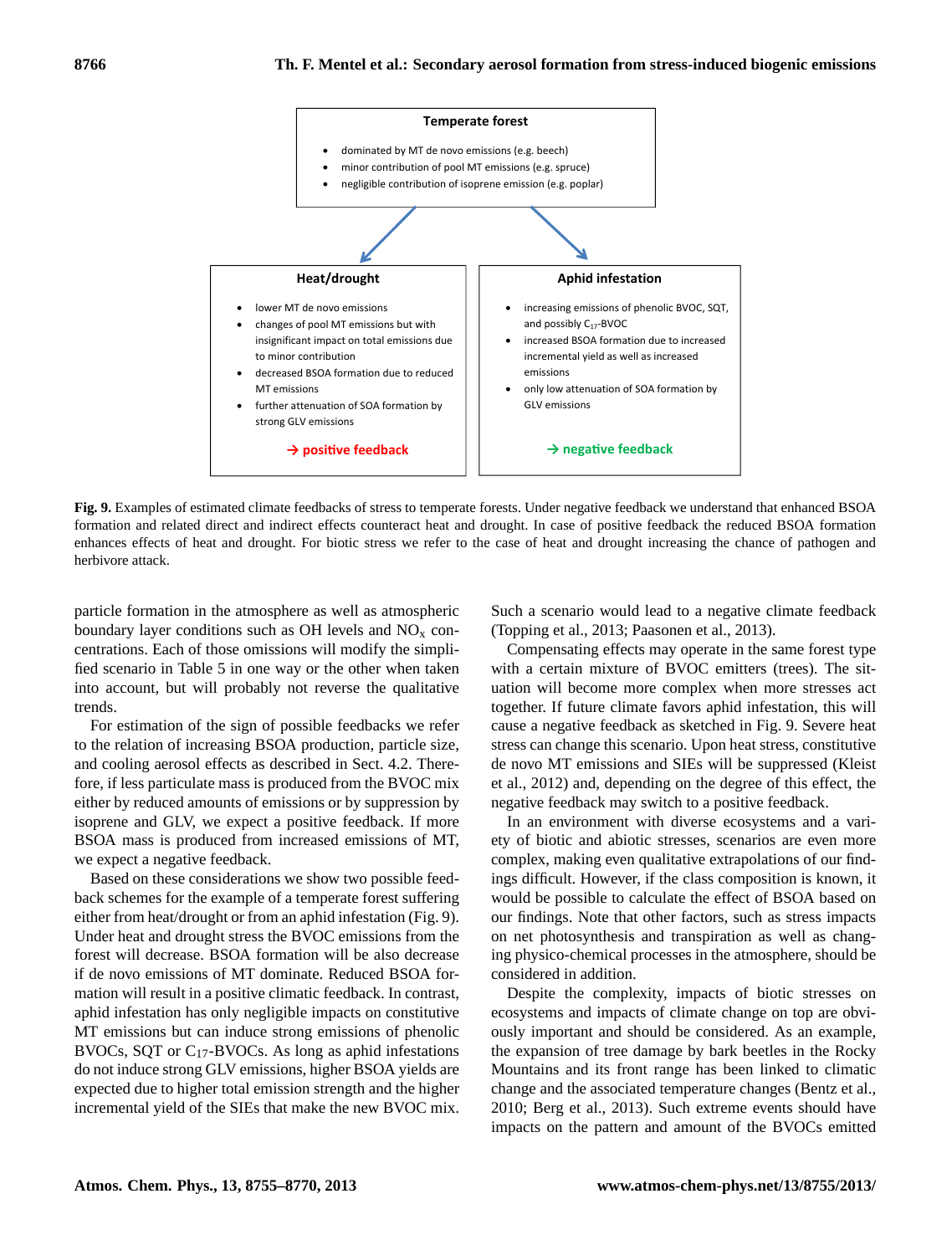Temperate forest

- dominated by MT de novo emissions (e.g. beech)
- minor contribution of pool MT emissions (e.g. spruce)
- negligible contribution of isoprene emission (e.g. poplar)

Heat/drought

- lower MT de novo emissions
- changes of pool MT emissions but with insignificant impact on total emissions due to minor contribution
- decreased BSOA formation due to reduced MT emissions
- further attenuation of SOA formation by strong GLV emissions

→ positive feedback

Aphid infestation

- increasing emissions of phenolic BVOC, SQT, and possibly $C_{17}$-BVOC
- increased BSOA formation due to increased incremental yield as well as increased emissions
- only low attenuation of SOA formation by GLV emissions

→ negative feedback

**Fig. 9.** Examples of estimated climate feedbacks of stress to temperate forests. Under negative feedback we understand that enhanced BSOA formation and related direct and indirect effects counteract heat and drought. In case of positive feedback the reduced BSOA formation enhances effects of heat and drought. For biotic stress we refer to the case of heat and drought increasing the chance of pathogen and herbivore attack.

particle formation in the atmosphere as well as atmospheric boundary layer conditions such as OH levels and $NO_x$ concentrations. Each of those omissions will modify the simplified scenario in Table 5 in one way or the other when taken into account, but will probably not reverse the qualitative trends.

For estimation of the sign of possible feedbacks we refer to the relation of increasing BSOA production, particle size, and cooling aerosol effects as described in Sect. 4.2. Therefore, if less particulate mass is produced from the BVOC mix either by reduced amounts of emissions or by suppression by isoprene and GLV, we expect a positive feedback. If more BSOA mass is produced from increased emissions of MT, we expect a negative feedback.

Based on these considerations we show two possible feedback schemes for the example of a temperate forest suffering either from heat/drought or from an aphid infestation (Fig. 9). Under heat and drought stress the BVOC emissions from the forest will decrease. BSOA formation will be also decrease if de novo emissions of MT dominate. Reduced BSOA formation will result in a positive climatic feedback. In contrast, aphid infestation has only negligible impacts on constitutive MT emissions but can induce strong emissions of phenolic BVOCs, SQT or $C_{17}$-BVOCs. As long as aphid infestations do not induce strong GLV emissions, higher BSOA yields are expected due to higher total emission strength and the higher incremental yield of the SIEs that make the new BVOC mix.

Such a scenario would lead to a negative climate feedback (Topping et al., 2013; Paasonen et al., 2013).

Compensating effects may operate in the same forest type with a certain mixture of BVOC emitters (trees). The situation will become more complex when more stresses act together. If future climate favors aphid infestation, this will cause a negative feedback as sketched in Fig. 9. Severe heat stress can change this scenario. Upon heat stress, constitutive de novo MT emissions and SIEs will be suppressed (Kleist et al., 2012) and, depending on the degree of this effect, the negative feedback may switch to a positive feedback.

In an environment with diverse ecosystems and a variety of biotic and abiotic stresses, scenarios are even more complex, making even qualitative extrapolations of our findings difficult. However, if the class composition is known, it would be possible to calculate the effect of BSOA based on our findings. Note that other factors, such as stress impacts on net photosynthesis and transpiration as well as changing physico-chemical processes in the atmosphere, should be considered in addition.

Despite the complexity, impacts of biotic stresses on ecosystems and impacts of climate change on top are obviously important and should be considered. As an example, the expansion of tree damage by bark beetles in the Rocky Mountains and its front range has been linked to climatic change and the associated temperature changes (Bentz et al., 2010; Berg et al., 2013). Such extreme events should have impacts on the pattern and amount of the BVOCs emitted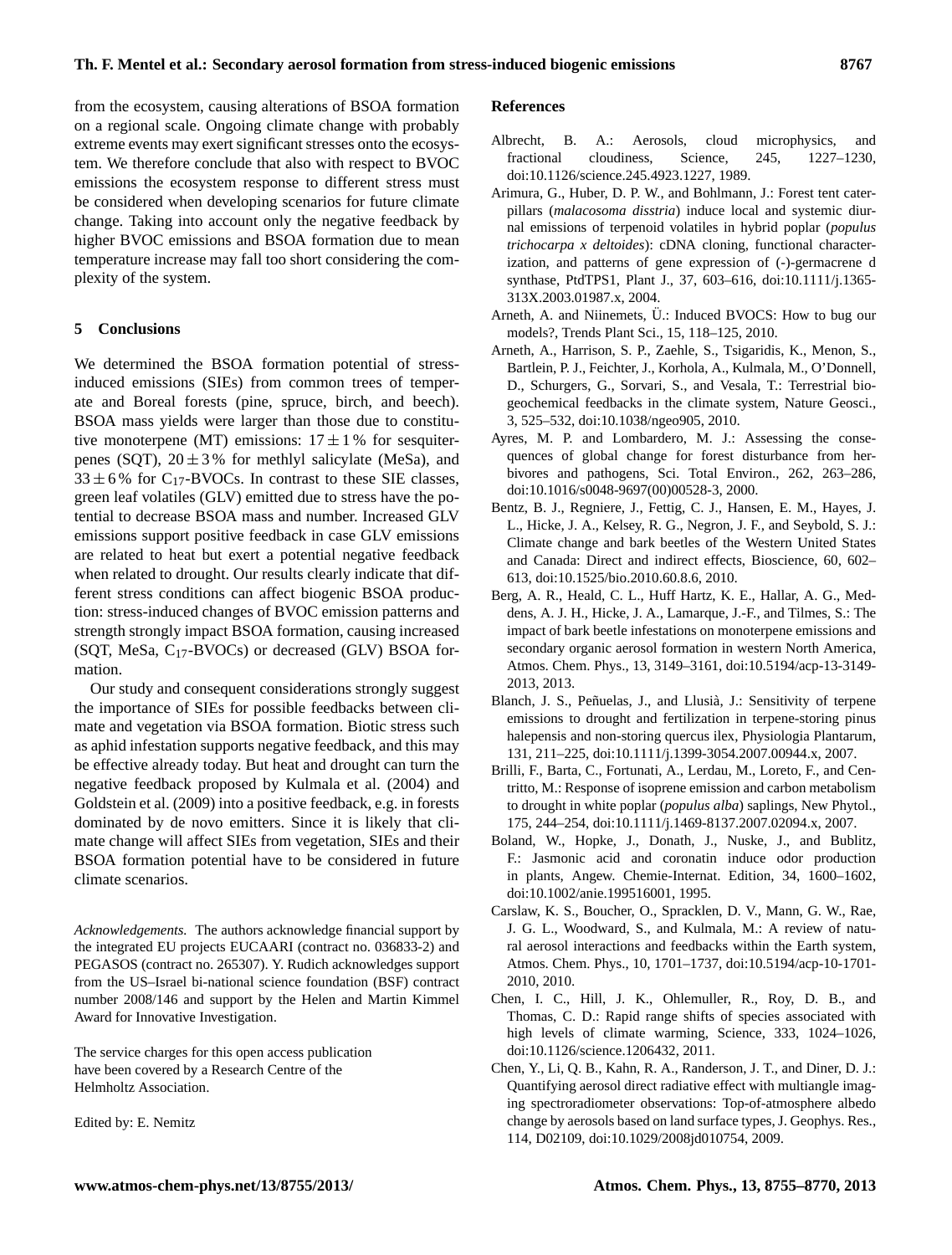from the ecosystem, causing alterations of BSOA formation on a regional scale. Ongoing climate change with probably extreme events may exert significant stresses onto the ecosystem. We therefore conclude that also with respect to BVOC emissions the ecosystem response to different stress must be considered when developing scenarios for future climate change. Taking into account only the negative feedback by higher BVOC emissions and BSOA formation due to mean temperature increase may fall too short considering the complexity of the system.

## 5 Conclusions

We determined the BSOA formation potential of stress-induced emissions (SIEs) from common trees of temperate and Boreal forests (pine, spruce, birch, and beech). BSOA mass yields were larger than those due to constitutive monoterpene (MT) emissions: $17 \pm 1$ % for sesquiterpenes (SQT), $20 \pm 3$ % for methlyl salicylate (MeSa), and $33 \pm 6$ % for $C_{17}$-BVOCs. In contrast to these SIE classes, green leaf volatiles (GLV) emitted due to stress have the potential to decrease BSOA mass and number. Increased GLV emissions support positive feedback in case GLV emissions are related to heat but exert a potential negative feedback when related to drought. Our results clearly indicate that different stress conditions can affect biogenic BSOA production: stress-induced changes of BVOC emission patterns and strength strongly impact BSOA formation, causing increased (SQT, MeSa, $C_{17}$-BVOCs) or decreased (GLV) BSOA formation.

Our study and consequent considerations strongly suggest the importance of SIEs for possible feedbacks between climate and vegetation via BSOA formation. Biotic stress such as aphid infestation supports negative feedback, and this may be effective already today. But heat and drought can turn the negative feedback proposed by Kulmala et al. (2004) and Goldstein et al. (2009) into a positive feedback, e.g. in forests dominated by de novo emitters. Since it is likely that climate change will affect SIEs from vegetation, SIEs and their BSOA formation potential have to be considered in future climate scenarios.

*Acknowledgements.* The authors acknowledge financial support by the integrated EU projects EUCAARI (contract no. 036833-2) and PEGASOS (contract no. 265307). Y. Rudich acknowledges support from the US–Israel bi-national science foundation (BSF) contract number 2008/146 and support by the Helen and Martin Kimmel Award for Innovative Investigation.

The service charges for this open access publication have been covered by a Research Centre of the Helmholtz Association.

Edited by: E. Nemitz

## References

Albrecht, B. A.: Aerosols, cloud microphysics, and fractional cloudiness, Science, 245, 1227–1230, doi:10.1126/science.245.4923.1227, 1989.

Arimura, G., Huber, D. P. W., and Bohlmann, J.: Forest tent caterpillars (*malacosoma disstria*) induce local and systemic diurnal emissions of terpenoid volatiles in hybrid poplar (*populus trichocarpa x deltoides*): cDNA cloning, functional characterization, and patterns of gene expression of (-)-germacrene d synthase, PtdTPS1, Plant J., 37, 603–616, doi:10.1111/j.1365-313X.2003.01987.x, 2004.

Arneth, A. and Niinemets, Ü.: Induced BVOCS: How to bug our models?, Trends Plant Sci., 15, 118–125, 2010.

Arneth, A., Harrison, S. P., Zaehle, S., Tsigaridis, K., Menon, S., Bartlein, P. J., Feichter, J., Korhola, A., Kulmala, M., O'Donnell, D., Schurgers, G., Sorvari, S., and Vesala, T.: Terrestrial biogeochemical feedbacks in the climate system, Nature Geosci., 3, 525–532, doi:10.1038/ngeo905, 2010.

Ayres, M. P. and Lombardero, M. J.: Assessing the consequences of global change for forest disturbance from herbivores and pathogens, Sci. Total Environ., 262, 263–286, doi:10.1016/s0048-9697(00)00528-3, 2000.

Bentz, B. J., Regniere, J., Fettig, C. J., Hansen, E. M., Hayes, J. L., Hicke, J. A., Kelsey, R. G., Negron, J. F., and Seybold, S. J.: Climate change and bark beetles of the Western United States and Canada: Direct and indirect effects, Bioscience, 60, 602–613, doi:10.1525/bio.2010.60.8.6, 2010.

Berg, A. R., Heald, C. L., Huff Hartz, K. E., Hallar, A. G., Meddens, A. J. H., Hicke, J. A., Lamarque, J.-F., and Tilmes, S.: The impact of bark beetle infestations on monoterpene emissions and secondary organic aerosol formation in western North America, Atmos. Chem. Phys., 13, 3149–3161, doi:10.5194/acp-13-3149-2013, 2013.

Blanch, J. S., Peñuelas, J., and Llusià, J.: Sensitivity of terpene emissions to drought and fertilization in terpene-storing pinus halepensis and non-storing quercus ilex, Physiologia Plantarum, 131, 211–225, doi:10.1111/j.1399-3054.2007.00944.x, 2007.

Brilli, F., Barta, C., Fortunati, A., Lerdau, M., Loreto, F., and Centritto, M.: Response of isoprene emission and carbon metabolism to drought in white poplar (*populus alba*) saplings, New Phytol., 175, 244–254, doi:10.1111/j.1469-8137.2007.02094.x, 2007.

Boland, W., Hopke, J., Donath, J., Nuske, J., and Bublitz, F.: Jasmonic acid and coronatin induce odor production in plants, Angew. Chemie-Internat. Edition, 34, 1600–1602, doi:10.1002/anie.199516001, 1995.

Carslaw, K. S., Boucher, O., Spracklen, D. V., Mann, G. W., Rae, J. G. L., Woodward, S., and Kulmala, M.: A review of natural aerosol interactions and feedbacks within the Earth system, Atmos. Chem. Phys., 10, 1701–1737, doi:10.5194/acp-10-1701-2010, 2010.

Chen, I. C., Hill, J. K., Ohlemuller, R., Roy, D. B., and Thomas, C. D.: Rapid range shifts of species associated with high levels of climate warming, Science, 333, 1024–1026, doi:10.1126/science.1206432, 2011.

Chen, Y., Li, Q. B., Kahn, R. A., Randerson, J. T., and Diner, D. J.: Quantifying aerosol direct radiative effect with multiangle imaging spectroradiometer observations: Top-of-atmosphere albedo change by aerosols based on land surface types, J. Geophys. Res., 114, D02109, doi:10.1029/2008jd010754, 2009.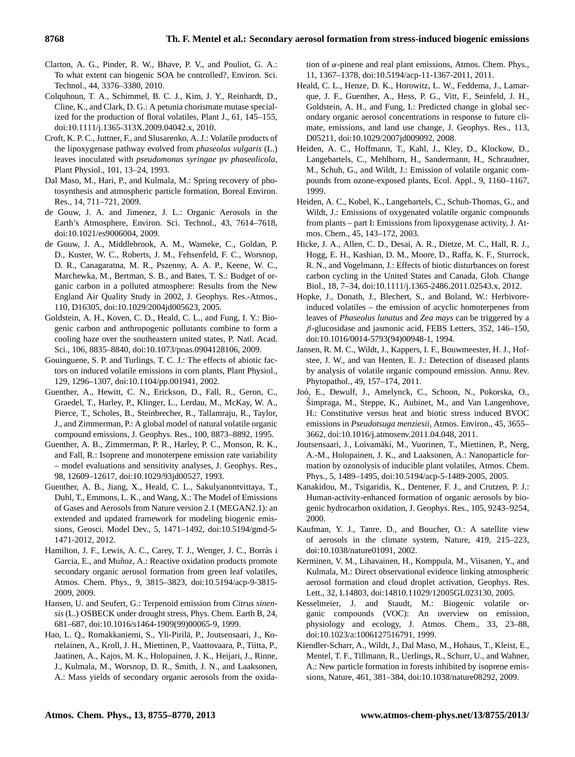Clarton, A. G., Pinder, R. W., Bhave, P. V., and Pouliot, G. A.: To what extent can biogenic SOA be controlled?, Environ. Sci. Technol., 44, 3376–3380, 2010.

Colquhoun, T. A., Schimmel, B. C. J., Kim, J. Y., Reinhardt, D., Cline, K., and Clark, D. G.: A petunia chorismate mutase specialized for the production of floral volatiles, Plant J., 61, 145–155, doi:10.1111/j.1365-313X.2009.04042.x, 2010.

Croft, K. P. C., Juttner, F., and Slusarenko, A. J.: Volatile products of the lipoxygenase pathway evolved from *phaseolus vulgaris* (L.) leaves inoculated with *pseudomonas syringae* pv *phaseolicola*, Plant Physiol., 101, 13–24, 1993.

Dal Maso, M., Hari, P., and Kulmala, M.: Spring recovery of photosynthesis and atmospheric particle formation, Boreal Environ. Res., 14, 711–721, 2009.

de Gouw, J. A. and Jimenez, J. L.: Organic Aerosols in the Earth's Atmosphere, Environ. Sci. Technol., 43, 7614–7618, doi:10.1021/es9006004, 2009.

de Gouw, J. A., Middlebrook, A. M., Warneke, C., Goldan, P. D., Kuster, W. C., Roberts, J. M., Fehsenfeld, F. C., Worsnop, D. R., Canagaratna, M. R., Pszenny, A. A. P., Keene, W. C., Marchewka, M., Bertman, S. B., and Bates, T. S.: Budget of organic carbon in a polluted atmosphere: Results from the New England Air Quality Study in 2002, J. Geophys. Res.-Atmos., 110, D16305, doi:10.1029/2004jd005623, 2005.

Goldstein, A. H., Koven, C. D., Heald, C. L., and Fung, I. Y.: Biogenic carbon and anthropogenic pollutants combine to form a cooling haze over the southeastern united states, P. Natl. Acad. Sci., 106, 8835–8840, doi:10.1073/pnas.0904128106, 2009.

Gouinguene, S. P. and Turlings, T. C. J.: The effects of abiotic factors on induced volatile emissions in corn plants, Plant Physiol., 129, 1296–1307, doi:10.1104/pp.001941, 2002.

Guenther, A., Hewitt, C. N., Erickson, D., Fall, R., Geron, C., Graedel, T., Harley, P., Klinger, L., Lerdau, M., McKay, W. A., Pierce, T., Scholes, B., Steinbrecher, R., Tallamraju, R., Taylor, J., and Zimmerman, P.: A global model of natural volatile organic compound emissions, J. Geophys. Res., 100, 8873–8892, 1995.

Guenther, A. B., Zimmerman, P. R., Harley, P. C., Monson, R. K., and Fall, R.: Isoprene and monoterpene emission rate variability – model evaluations and sensitivity analyses, J. Geophys. Res., 98, 12609–12617, doi:10.1029/93jd00527, 1993.

Guenther, A. B., Jiang, X., Heald, C. L., Sakulyanontvittaya, T., Duhl, T., Emmons, L. K., and Wang, X.: The Model of Emissions of Gases and Aerosols from Nature version 2.1 (MEGAN2.1): an extended and updated framework for modeling biogenic emissions, Geosci. Model Dev., 5, 1471–1492, doi:10.5194/gmd-5-1471-2012, 2012.

Hamilton, J. F., Lewis, A. C., Carey, T. J., Wenger, J. C., Borrás i Garcia, E., and Muñoz, A.: Reactive oxidation products promote secondary organic aerosol formation from green leaf volatiles, Atmos. Chem. Phys., 9, 3815–3823, doi:10.5194/acp-9-3815-2009, 2009.

Hansen, U. and Seufert, G.: Terpenoid emission from *Citrus sinensis* (L.) OSBECK under drought stress, Phys. Chem. Earth B, 24, 681–687, doi:10.1016/s1464-1909(99)00065-9, 1999.

Hao, L. Q., Romakkaniemi, S., Yli-Pirilä, P., Joutsensaari, J., Kortelainen, A., Kroll, J. H., Miettinen, P., Vaattovaara, P., Tiitta, P., Jaatinen, A., Kajos, M. K., Holopainen, J. K., Heijari, J., Rinne, J., Kulmala, M., Worsnop, D. R., Smith, J. N., and Laaksonen, A.: Mass yields of secondary organic aerosols from the oxidation of $\alpha$-pinene and real plant emissions, Atmos. Chem. Phys., 11, 1367–1378, doi:10.5194/acp-11-1367-2011, 2011.

Heald, C. L., Henze, D. K., Horowitz, L. W., Feddema, J., Lamarque, J. F., Guenther, A., Hess, P. G., Vitt, F., Seinfeld, J. H., Goldstein, A. H., and Fung, I.: Predicted change in global secondary organic aerosol concentrations in response to future climate, emissions, and land use change, J. Geophys. Res., 113, D05211, doi:10.1029/2007jd009092, 2008.

Heiden, A. C., Hoffmann, T., Kahl, J., Kley, D., Klockow, D., Langebartels, C., Mehlhorn, H., Sandermann, H., Schraudner, M., Schuh, G., and Wildt, J.: Emission of volatile organic compounds from ozone-exposed plants, Ecol. Appl., 9, 1160–1167, 1999.

Heiden, A. C., Kobel, K., Langebartels, C., Schuh-Thomas, G., and Wildt, J.: Emissions of oxygenated volatile organic compounds from plants – part I: Emissions from lipoxygenase activity, J. Atmos. Chem., 45, 143–172, 2003.

Hicke, J. A., Allen, C. D., Desai, A. R., Dietze, M. C., Hall, R. J., Hogg, E. H., Kashian, D. M., Moore, D., Raffa, K. F., Sturrock, R. N., and Vogelmann, J.: Effects of biotic disturbances on forest carbon cycling in the United States and Canada, Glob. Change Biol., 18, 7–34, doi:10.1111/j.1365-2486.2011.02543.x, 2012.

Hopke, J., Donath, J., Blechert, S., and Boland, W.: Herbivore-induced volatiles – the emission of acyclic homoterpenes from leaves of *Phaseolus lunatus* and *Zea mays* can be triggered by a $\beta$-glucosidase and jasmonic acid, FEBS Letters, 352, 146–150, doi:10.1016/0014-5793(94)00948-1, 1994.

Jansen, R. M. C., Wildt, J., Kappers, I. F., Bouwmeester, H. J., Hofstee, J. W., and van Henten, E. J.: Detection of diseased plants by analysis of volatile organic compound emission. Annu. Rev. Phytopathol., 49, 157–174, 2011.

Joó, E., Dewulf, J., Amelynck, C., Schoon, N., Pokorska, O., Šimpraga, M., Steppe, K., Aubinet, M., and Van Langenhove, H.: Constitutive versus heat and biotic stress induced BVOC emissions in *Pseudotsuga menziesii*, Atmos. Environ., 45, 3655–3662, doi:10.1016/j.atmosenv.2011.04.048, 2011.

Joutsensaari, J., Loivamäki, M., Vuorinen, T., Miettinen, P., Nerg, A.-M., Holopainen, J. K., and Laaksonen, A.: Nanoparticle formation by ozonolysis of inducible plant volatiles, Atmos. Chem. Phys., 5, 1489–1495, doi:10.5194/acp-5-1489-2005, 2005.

Kanakidou, M., Tsigaridis, K., Dentener, F. J., and Crutzen, P. J.: Human-activity-enhanced formation of organic aerosols by biogenic hydrocarbon oxidation, J. Geophys. Res., 105, 9243–9254, 2000.

Kaufman, Y. J., Tanre, D., and Boucher, O.: A satellite view of aerosols in the climate system, Nature, 419, 215–223, doi:10.1038/nature01091, 2002.

Kerminen, V. M., Lihavainen, H., Komppula, M., Viisanen, Y., and Kulmala, M.: Direct observational evidence linking atmospheric aerosol formation and cloud droplet activation, Geophys. Res. Lett., 32, L14803, doi:14810.11029/12005GL023130, 2005.

Kesselmeier, J. and Staudt, M.: Biogenic volatile organic compounds (VOC): An overview on emission, physiology and ecology, J. Atmos. Chem., 33, 23–88, doi:10.1023/a:1006127516791, 1999.

Kiendler-Scharr, A., Wildt, J., Dal Maso, M., Hohaus, T., Kleist, E., Mentel, T. F., Tillmann, R., Uerlings, R., Schurr, U., and Wahner, A.: New particle formation in forests inhibited by isoprene emissions, Nature, 461, 381–384, doi:10.1038/nature08292, 2009.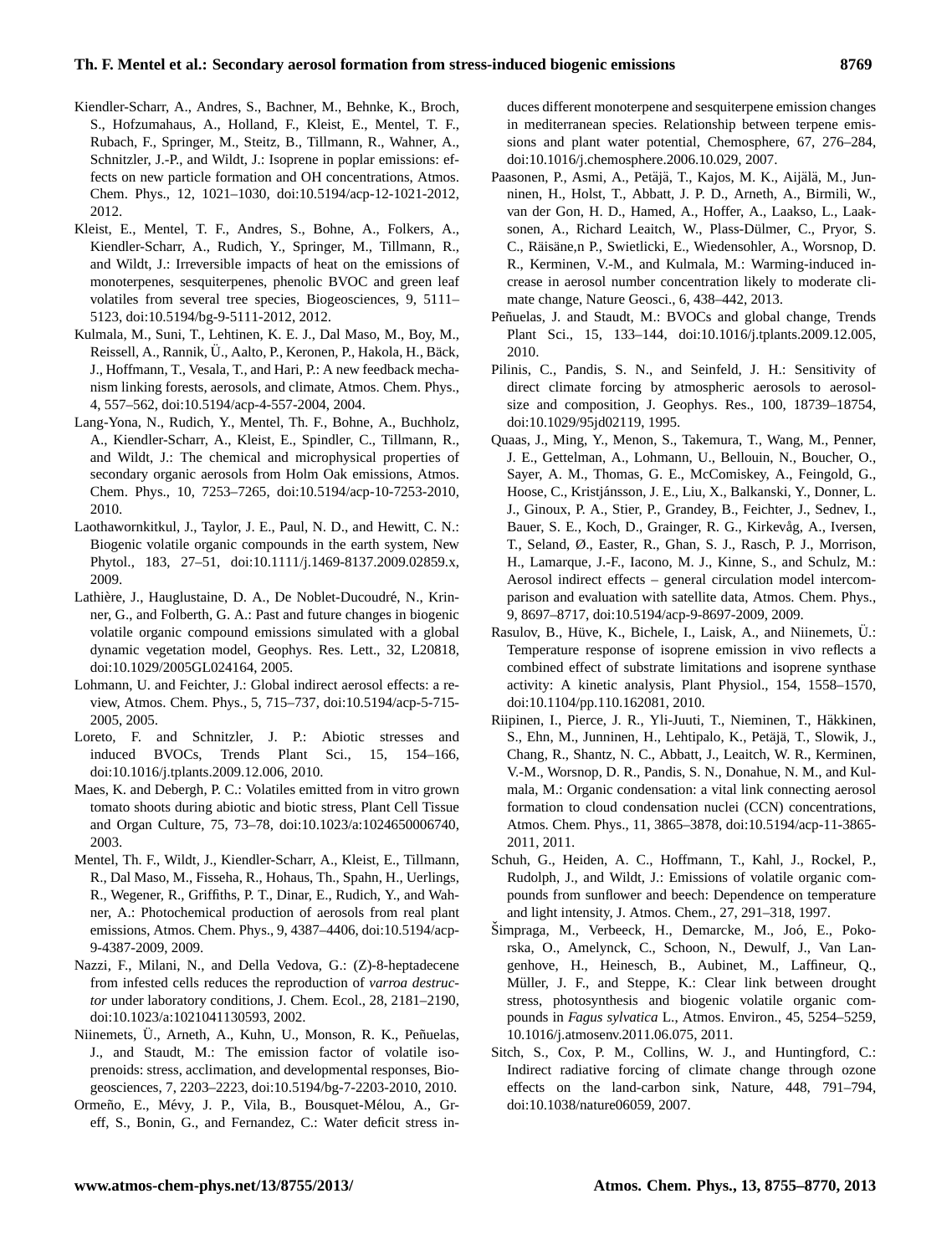Kiendler-Scharr, A., Andres, S., Bachner, M., Behnke, K., Broch, S., Hofzumahaus, A., Holland, F., Kleist, E., Mentel, T. F., Rubach, F., Springer, M., Steitz, B., Tillmann, R., Wahner, A., Schnitzler, J.-P., and Wildt, J.: Isoprene in poplar emissions: effects on new particle formation and OH concentrations, Atmos. Chem. Phys., 12, 1021–1030, doi:10.5194/acp-12-1021-2012, 2012.

Kleist, E., Mentel, T. F., Andres, S., Bohne, A., Folkers, A., Kiendler-Scharr, A., Rudich, Y., Springer, M., Tillmann, R., and Wildt, J.: Irreversible impacts of heat on the emissions of monoterpenes, sesquiterpenes, phenolic BVOC and green leaf volatiles from several tree species, Biogeosciences, 9, 5111–5123, doi:10.5194/bg-9-5111-2012, 2012.

Kulmala, M., Suni, T., Lehtinen, K. E. J., Dal Maso, M., Boy, M., Reissell, A., Rannik, Ü., Aalto, P., Keronen, P., Hakola, H., Bäck, J., Hoffmann, T., Vesala, T., and Hari, P.: A new feedback mechanism linking forests, aerosols, and climate, Atmos. Chem. Phys., 4, 557–562, doi:10.5194/acp-4-557-2004, 2004.

Lang-Yona, N., Rudich, Y., Mentel, Th. F., Bohne, A., Buchholz, A., Kiendler-Scharr, A., Kleist, E., Spindler, C., Tillmann, R., and Wildt, J.: The chemical and microphysical properties of secondary organic aerosols from Holm Oak emissions, Atmos. Chem. Phys., 10, 7253–7265, doi:10.5194/acp-10-7253-2010, 2010.

Laothawornkitkul, J., Taylor, J. E., Paul, N. D., and Hewitt, C. N.: Biogenic volatile organic compounds in the earth system, New Phytol., 183, 27–51, doi:10.1111/j.1469-8137.2009.02859.x, 2009.

Lathière, J., Hauglustaine, D. A., De Noblet-Ducoudré, N., Krinner, G., and Folberth, G. A.: Past and future changes in biogenic volatile organic compound emissions simulated with a global dynamic vegetation model, Geophys. Res. Lett., 32, L20818, doi:10.1029/2005GL024164, 2005.

Lohmann, U. and Feichter, J.: Global indirect aerosol effects: a review, Atmos. Chem. Phys., 5, 715–737, doi:10.5194/acp-5-715-2005, 2005.

Loreto, F. and Schnitzler, J. P.: Abiotic stresses and induced BVOCs, Trends Plant Sci., 15, 154–166, doi:10.1016/j.tplants.2009.12.006, 2010.

Maes, K. and Debergh, P. C.: Volatiles emitted from in vitro grown tomato shoots during abiotic and biotic stress, Plant Cell Tissue and Organ Culture, 75, 73–78, doi:10.1023/a:1024650006740, 2003.

Mentel, Th. F., Wildt, J., Kiendler-Scharr, A., Kleist, E., Tillmann, R., Dal Maso, M., Fisseha, R., Hohaus, Th., Spahn, H., Uerlings, R., Wegener, R., Griffiths, P. T., Dinar, E., Rudich, Y., and Wahner, A.: Photochemical production of aerosols from real plant emissions, Atmos. Chem. Phys., 9, 4387–4406, doi:10.5194/acp-9-4387-2009, 2009.

Nazzi, F., Milani, N., and Della Vedova, G.: (Z)-8-heptadecene from infested cells reduces the reproduction of *varroa destructor* under laboratory conditions, J. Chem. Ecol., 28, 2181–2190, doi:10.1023/a:1021041130593, 2002.

Niinemets, Ü., Arneth, A., Kuhn, U., Monson, R. K., Peñuelas, J., and Staudt, M.: The emission factor of volatile isoprenoids: stress, acclimation, and developmental responses, Biogeosciences, 7, 2203–2223, doi:10.5194/bg-7-2203-2010, 2010.

Ormeño, E., Mévy, J. P., Vila, B., Bousquet-Mélou, A., Greff, S., Bonin, G., and Fernandez, C.: Water deficit stress induces different monoterpene and sesquiterpene emission changes in mediterranean species. Relationship between terpene emissions and plant water potential, Chemosphere, 67, 276–284, doi:10.1016/j.chemosphere.2006.10.029, 2007.

Paasonen, P., Asmi, A., Petäjä, T., Kajos, M. K., Aijälä, M., Junninen, H., Holst, T., Abbatt, J. P. D., Arneth, A., Birmili, W., van der Gon, H. D., Hamed, A., Hoffer, A., Laakso, L., Laaksonen, A., Richard Leaitch, W., Plass-Dülmer, C., Pryor, S. C., Räisäne,n P., Swietlicki, E., Wiedensohler, A., Worsnop, D. R., Kerminen, V.-M., and Kulmala, M.: Warming-induced increase in aerosol number concentration likely to moderate climate change, Nature Geosci., 6, 438–442, 2013.

Peñuelas, J. and Staudt, M.: BVOCs and global change, Trends Plant Sci., 15, 133–144, doi:10.1016/j.tplants.2009.12.005, 2010.

Pilinis, C., Pandis, S. N., and Seinfeld, J. H.: Sensitivity of direct climate forcing by atmospheric aerosols to aerosol-size and composition, J. Geophys. Res., 100, 18739–18754, doi:10.1029/95jd02119, 1995.

Quaas, J., Ming, Y., Menon, S., Takemura, T., Wang, M., Penner, J. E., Gettelman, A., Lohmann, U., Bellouin, N., Boucher, O., Sayer, A. M., Thomas, G. E., McComiskey, A., Feingold, G., Hoose, C., Kristjánsson, J. E., Liu, X., Balkanski, Y., Donner, L. J., Ginoux, P. A., Stier, P., Grandey, B., Feichter, J., Sednev, I., Bauer, S. E., Koch, D., Grainger, R. G., Kirkevåg, A., Iversen, T., Seland, Ø., Easter, R., Ghan, S. J., Rasch, P. J., Morrison, H., Lamarque, J.-F., Iacono, M. J., Kinne, S., and Schulz, M.: Aerosol indirect effects – general circulation model intercomparison and evaluation with satellite data, Atmos. Chem. Phys., 9, 8697–8717, doi:10.5194/acp-9-8697-2009, 2009.

Rasulov, B., Hüve, K., Bichele, I., Laisk, A., and Niinemets, Ü.: Temperature response of isoprene emission in vivo reflects a combined effect of substrate limitations and isoprene synthase activity: A kinetic analysis, Plant Physiol., 154, 1558–1570, doi:10.1104/pp.110.162081, 2010.

Riipinen, I., Pierce, J. R., Yli-Juuti, T., Nieminen, T., Häkkinen, S., Ehn, M., Junninen, H., Lehtipalo, K., Petäjä, T., Slowik, J., Chang, R., Shantz, N. C., Abbatt, J., Leaitch, W. R., Kerminen, V.-M., Worsnop, D. R., Pandis, S. N., Donahue, N. M., and Kulmala, M.: Organic condensation: a vital link connecting aerosol formation to cloud condensation nuclei (CCN) concentrations, Atmos. Chem. Phys., 11, 3865–3878, doi:10.5194/acp-11-3865-2011, 2011.

Schuh, G., Heiden, A. C., Hoffmann, T., Kahl, J., Rockel, P., Rudolph, J., and Wildt, J.: Emissions of volatile organic compounds from sunflower and beech: Dependence on temperature and light intensity, J. Atmos. Chem., 27, 291–318, 1997.

Šimpraga, M., Verbeeck, H., Demarcke, M., Joó, E., Pokorska, O., Amelynck, C., Schoon, N., Dewulf, J., Van Langenhove, H., Heinesch, B., Aubinet, M., Laffineur, Q., Müller, J. F., and Steppe, K.: Clear link between drought stress, photosynthesis and biogenic volatile organic compounds in *Fagus sylvatica* L., Atmos. Environ., 45, 5254–5259, 10.1016/j.atmosenv.2011.06.075, 2011.

Sitch, S., Cox, P. M., Collins, W. J., and Huntingford, C.: Indirect radiative forcing of climate change through ozone effects on the land-carbon sink, Nature, 448, 791–794, doi:10.1038/nature06059, 2007.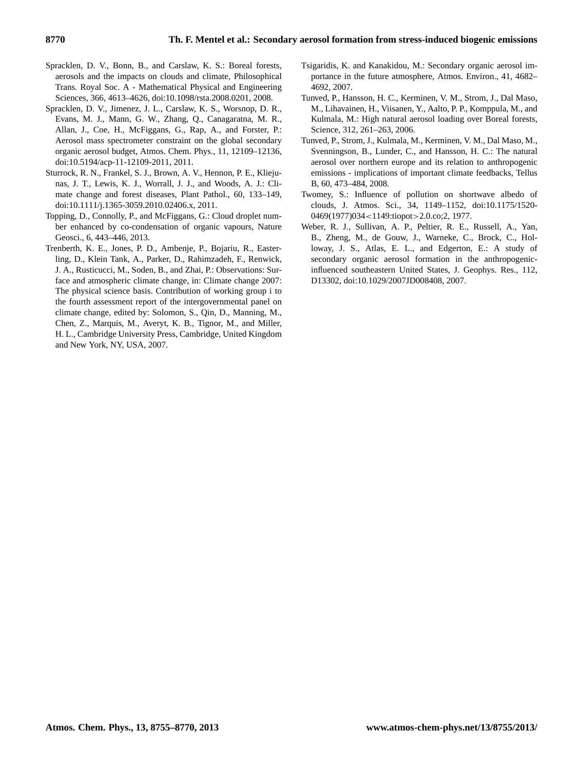Spracklen, D. V., Bonn, B., and Carslaw, K. S.: Boreal forests, aerosols and the impacts on clouds and climate, Philosophical Trans. Royal Soc. A - Mathematical Physical and Engineering Sciences, 366, 4613–4626, doi:10.1098/rsta.2008.0201, 2008.

Spracklen, D. V., Jimenez, J. L., Carslaw, K. S., Worsnop, D. R., Evans, M. J., Mann, G. W., Zhang, Q., Canagaratna, M. R., Allan, J., Coe, H., McFiggans, G., Rap, A., and Forster, P.: Aerosol mass spectrometer constraint on the global secondary organic aerosol budget, Atmos. Chem. Phys., 11, 12109–12136, doi:10.5194/acp-11-12109-2011, 2011.

Sturrock, R. N., Frankel, S. J., Brown, A. V., Hennon, P. E., Kliejunas, J. T., Lewis, K. J., Worrall, J. J., and Woods, A. J.: Climate change and forest diseases, Plant Pathol., 60, 133–149, doi:10.1111/j.1365-3059.2010.02406.x, 2011.

Topping, D., Connolly, P., and McFiggans, G.: Cloud droplet number enhanced by co-condensation of organic vapours, Nature Geosci., 6, 443–446, 2013.

Trenberth, K. E., Jones, P. D., Ambenje, P., Bojariu, R., Easterling, D., Klein Tank, A., Parker, D., Rahimzadeh, F., Renwick, J. A., Rusticucci, M., Soden, B., and Zhai, P.: Observations: Surface and atmospheric climate change, in: Climate change 2007: The physical science basis. Contribution of working group i to the fourth assessment report of the intergovernmental panel on climate change, edited by: Solomon, S., Qin, D., Manning, M., Chen, Z., Marquis, M., Averyt, K. B., Tignor, M., and Miller, H. L., Cambridge University Press, Cambridge, United Kingdom and New York, NY, USA, 2007.

Tsigaridis, K. and Kanakidou, M.: Secondary organic aerosol importance in the future atmosphere, Atmos. Environ., 41, 4682–4692, 2007.

Tunved, P., Hansson, H. C., Kerminen, V. M., Strom, J., Dal Maso, M., Lihavainen, H., Viisanen, Y., Aalto, P. P., Komppula, M., and Kulmala, M.: High natural aerosol loading over Boreal forests, Science, 312, 261–263, 2006.

Tunved, P., Strom, J., Kulmala, M., Kerminen, V. M., Dal Maso, M., Svenningson, B., Lunder, C., and Hansson, H. C.: The natural aerosol over northern europe and its relation to anthropogenic emissions - implications of important climate feedbacks, Tellus B, 60, 473–484, 2008.

Twomey, S.: Influence of pollution on shortwave albedo of clouds, J. Atmos. Sci., 34, 1149–1152, doi:10.1175/1520-0469(1977)034<1149:tiopot>2.0.co;2, 1977.

Weber, R. J., Sullivan, A. P., Peltier, R. E., Russell, A., Yan, B., Zheng, M., de Gouw, J., Warneke, C., Brock, C., Holloway, J. S., Atlas, E. L., and Edgerton, E.: A study of secondary organic aerosol formation in the anthropogenic-influenced southeastern United States, J. Geophys. Res., 112, D13302, doi:10.1029/2007JD008408, 2007.